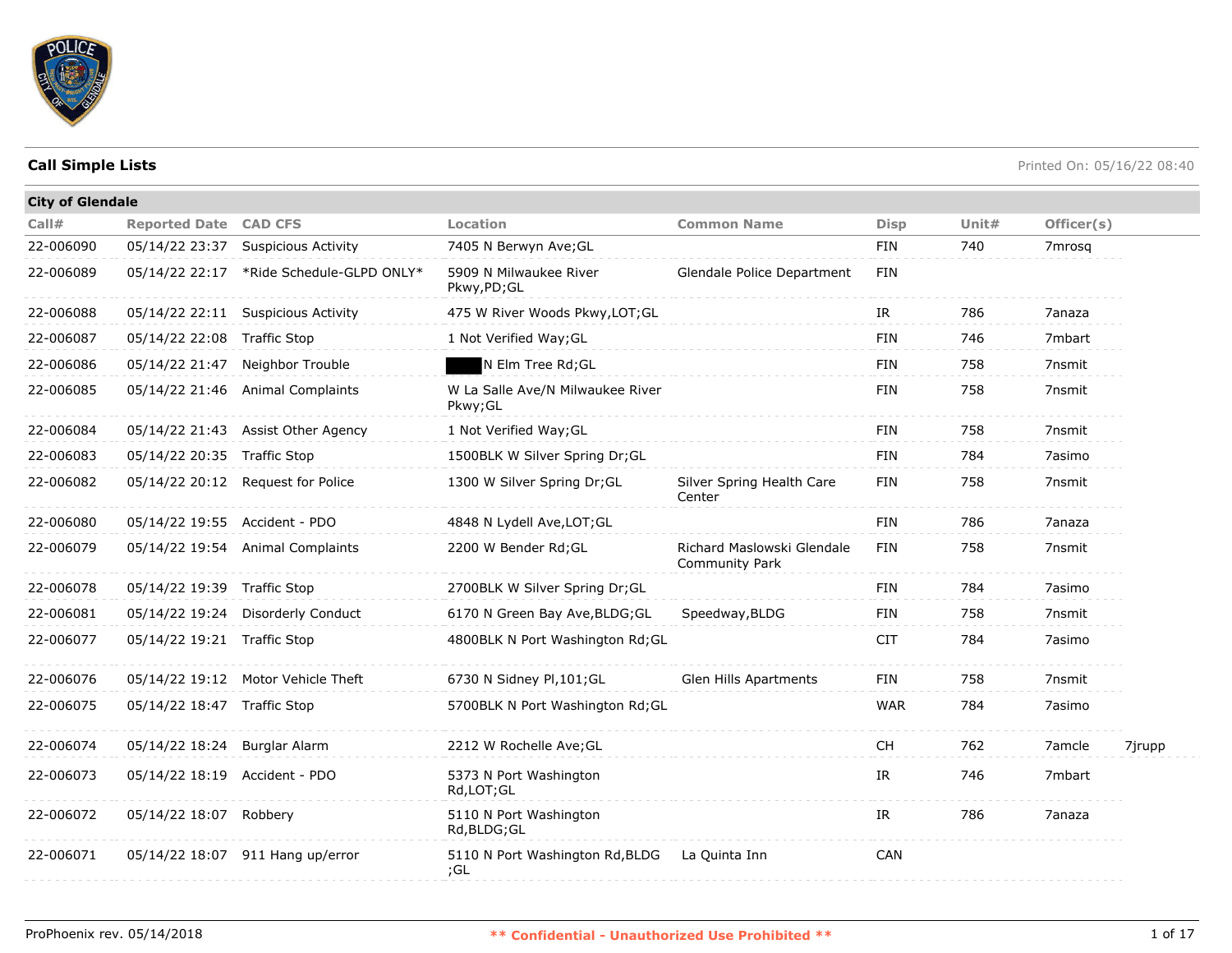## Call Simple Lists

Printed On: 05/16/22 08:40

**City of Glendale**

| Call# | Reported Date | CAD CFS | Location | Common Name | Disp | Unit# | Officer(s) | |
|---|---|---|---|---|---|---|---|---|
| 22-006090 | 05/14/22 23:37 | Suspicious Activity | 7405 N Berwyn Ave;GL | | FIN | 740 | 7mrosq | |
| 22-006089 | 05/14/22 22:17 | *Ride Schedule-GLPD ONLY* | 5909 N Milwaukee River Pkwy,PD;GL | Glendale Police Department | FIN | | | |
| 22-006088 | 05/14/22 22:11 | Suspicious Activity | 475 W River Woods Pkwy,LOT;GL | | IR | 786 | 7anaza | |
| 22-006087 | 05/14/22 22:08 | Traffic Stop | 1 Not Verified Way;GL | | FIN | 746 | 7mbart | |
| 22-006086 | 05/14/22 21:47 | Neighbor Trouble | N Elm Tree Rd;GL | | FIN | 758 | 7nsmit | |
| 22-006085 | 05/14/22 21:46 | Animal Complaints | W La Salle Ave/N Milwaukee River Pkwy;GL | | FIN | 758 | 7nsmit | |
| 22-006084 | 05/14/22 21:43 | Assist Other Agency | 1 Not Verified Way;GL | | FIN | 758 | 7nsmit | |
| 22-006083 | 05/14/22 20:35 | Traffic Stop | 1500BLK W Silver Spring Dr;GL | | FIN | 784 | 7asimo | |
| 22-006082 | 05/14/22 20:12 | Request for Police | 1300 W Silver Spring Dr;GL | Silver Spring Health Care Center | FIN | 758 | 7nsmit | |
| 22-006080 | 05/14/22 19:55 | Accident - PDO | 4848 N Lydell Ave,LOT;GL | | FIN | 786 | 7anaza | |
| 22-006079 | 05/14/22 19:54 | Animal Complaints | 2200 W Bender Rd;GL | Richard Maslowski Glendale Community Park | FIN | 758 | 7nsmit | |
| 22-006078 | 05/14/22 19:39 | Traffic Stop | 2700BLK W Silver Spring Dr;GL | | FIN | 784 | 7asimo | |
| 22-006081 | 05/14/22 19:24 | Disorderly Conduct | 6170 N Green Bay Ave,BLDG;GL | Speedway,BLDG | FIN | 758 | 7nsmit | |
| 22-006077 | 05/14/22 19:21 | Traffic Stop | 4800BLK N Port Washington Rd;GL | | CIT | 784 | 7asimo | |
| 22-006076 | 05/14/22 19:12 | Motor Vehicle Theft | 6730 N Sidney Pl,101;GL | Glen Hills Apartments | FIN | 758 | 7nsmit | |
| 22-006075 | 05/14/22 18:47 | Traffic Stop | 5700BLK N Port Washington Rd;GL | | WAR | 784 | 7asimo | |
| 22-006074 | 05/14/22 18:24 | Burglar Alarm | 2212 W Rochelle Ave;GL | | CH | 762 | 7amcle | 7jrupp |
| 22-006073 | 05/14/22 18:19 | Accident - PDO | 5373 N Port Washington Rd,LOT;GL | | IR | 746 | 7mbart | |
| 22-006072 | 05/14/22 18:07 | Robbery | 5110 N Port Washington Rd,BLDG;GL | | IR | 786 | 7anaza | |
| 22-006071 | 05/14/22 18:07 | 911 Hang up/error | 5110 N Port Washington Rd,BLDG ;GL | La Quinta Inn | CAN | | | |

ProPhoenix rev. 05/14/2018

** Confidential - Unauthorized Use Prohibited **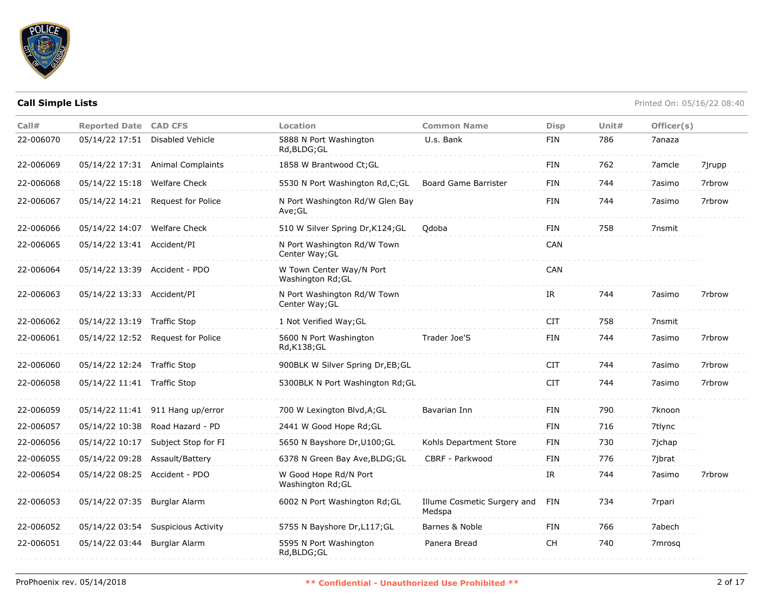**Call Simple Lists**

Printed On: 05/16/22 08:40

| Call# | Reported Date | CAD CFS | Location | Common Name | Disp | Unit# | Officer(s) | |
|---|---|---|---|---|---|---|---|---|
| 22-006070 | 05/14/22 17:51 | Disabled Vehicle | 5888 N Port Washington Rd,BLDG;GL | U.s. Bank | FIN | 786 | 7anaza | |
| 22-006069 | 05/14/22 17:31 | Animal Complaints | 1858 W Brantwood Ct;GL | | FIN | 762 | 7amcle | 7jrupp |
| 22-006068 | 05/14/22 15:18 | Welfare Check | 5530 N Port Washington Rd,C;GL | Board Game Barrister | FIN | 744 | 7asimo | 7rbrow |
| 22-006067 | 05/14/22 14:21 | Request for Police | N Port Washington Rd/W Glen Bay Ave;GL | | FIN | 744 | 7asimo | 7rbrow |
| 22-006066 | 05/14/22 14:07 | Welfare Check | 510 W Silver Spring Dr,K124;GL | Qdoba | FIN | 758 | 7nsmit | |
| 22-006065 | 05/14/22 13:41 | Accident/PI | N Port Washington Rd/W Town Center Way;GL | | CAN | | | |
| 22-006064 | 05/14/22 13:39 | Accident - PDO | W Town Center Way/N Port Washington Rd;GL | | CAN | | | |
| 22-006063 | 05/14/22 13:33 | Accident/PI | N Port Washington Rd/W Town Center Way;GL | | IR | 744 | 7asimo | 7rbrow |
| 22-006062 | 05/14/22 13:19 | Traffic Stop | 1 Not Verified Way;GL | | CIT | 758 | 7nsmit | |
| 22-006061 | 05/14/22 12:52 | Request for Police | 5600 N Port Washington Rd,K138;GL | Trader Joe'S | FIN | 744 | 7asimo | 7rbrow |
| 22-006060 | 05/14/22 12:24 | Traffic Stop | 900BLK W Silver Spring Dr,EB;GL | | CIT | 744 | 7asimo | 7rbrow |
| 22-006058 | 05/14/22 11:41 | Traffic Stop | 5300BLK N Port Washington Rd;GL | | CIT | 744 | 7asimo | 7rbrow |
| 22-006059 | 05/14/22 11:41 | 911 Hang up/error | 700 W Lexington Blvd,A;GL | Bavarian Inn | FIN | 790 | 7knoon | |
| 22-006057 | 05/14/22 10:38 | Road Hazard - PD | 2441 W Good Hope Rd;GL | | FIN | 716 | 7tlync | |
| 22-006056 | 05/14/22 10:17 | Subject Stop for FI | 5650 N Bayshore Dr,U100;GL | Kohls Department Store | FIN | 730 | 7jchap | |
| 22-006055 | 05/14/22 09:28 | Assault/Battery | 6378 N Green Bay Ave,BLDG;GL | CBRF - Parkwood | FIN | 776 | 7jbrat | |
| 22-006054 | 05/14/22 08:25 | Accident - PDO | W Good Hope Rd/N Port Washington Rd;GL | | IR | 744 | 7asimo | 7rbrow |
| 22-006053 | 05/14/22 07:35 | Burglar Alarm | 6002 N Port Washington Rd;GL | Illume Cosmetic Surgery and Medspa | FIN | 734 | 7rpari | |
| 22-006052 | 05/14/22 03:54 | Suspicious Activity | 5755 N Bayshore Dr,L117;GL | Barnes & Noble | FIN | 766 | 7abech | |
| 22-006051 | 05/14/22 03:44 | Burglar Alarm | 5595 N Port Washington Rd,BLDG;GL | Panera Bread | CH | 740 | 7mrosq | |

ProPhoenix rev. 05/14/2018

** Confidential - Unauthorized Use Prohibited **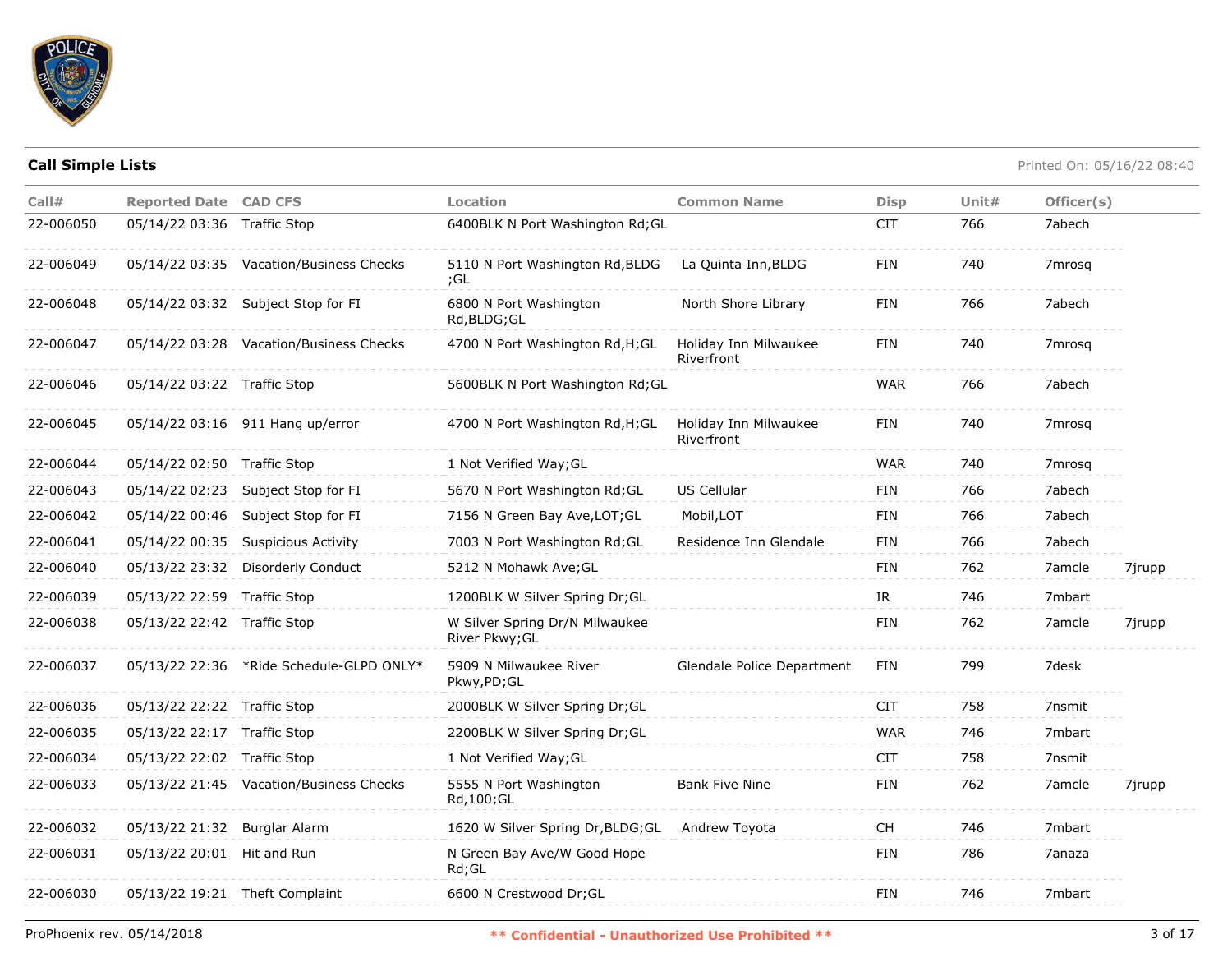## Call Simple Lists

Printed On: 05/16/22 08:40

| Call# | Reported Date | CAD CFS | Location | Common Name | Disp | Unit# | Officer(s) | |
|---|---|---|---|---|---|---|---|---|
| 22-006050 | 05/14/22 03:36 | Traffic Stop | 6400BLK N Port Washington Rd;GL | | CIT | 766 | 7abech | |
| 22-006049 | 05/14/22 03:35 | Vacation/Business Checks | 5110 N Port Washington Rd,BLDG ;GL | La Quinta Inn,BLDG | FIN | 740 | 7mrosq | |
| 22-006048 | 05/14/22 03:32 | Subject Stop for FI | 6800 N Port Washington Rd,BLDG;GL | North Shore Library | FIN | 766 | 7abech | |
| 22-006047 | 05/14/22 03:28 | Vacation/Business Checks | 4700 N Port Washington Rd,H;GL | Holiday Inn Milwaukee Riverfront | FIN | 740 | 7mrosq | |
| 22-006046 | 05/14/22 03:22 | Traffic Stop | 5600BLK N Port Washington Rd;GL | | WAR | 766 | 7abech | |
| 22-006045 | 05/14/22 03:16 | 911 Hang up/error | 4700 N Port Washington Rd,H;GL | Holiday Inn Milwaukee Riverfront | FIN | 740 | 7mrosq | |
| 22-006044 | 05/14/22 02:50 | Traffic Stop | 1 Not Verified Way;GL | | WAR | 740 | 7mrosq | |
| 22-006043 | 05/14/22 02:23 | Subject Stop for FI | 5670 N Port Washington Rd;GL | US Cellular | FIN | 766 | 7abech | |
| 22-006042 | 05/14/22 00:46 | Subject Stop for FI | 7156 N Green Bay Ave,LOT;GL | Mobil,LOT | FIN | 766 | 7abech | |
| 22-006041 | 05/14/22 00:35 | Suspicious Activity | 7003 N Port Washington Rd;GL | Residence Inn Glendale | FIN | 766 | 7abech | |
| 22-006040 | 05/13/22 23:32 | Disorderly Conduct | 5212 N Mohawk Ave;GL | | FIN | 762 | 7amcle | 7jrupp |
| 22-006039 | 05/13/22 22:59 | Traffic Stop | 1200BLK W Silver Spring Dr;GL | | IR | 746 | 7mbart | |
| 22-006038 | 05/13/22 22:42 | Traffic Stop | W Silver Spring Dr/N Milwaukee River Pkwy;GL | | FIN | 762 | 7amcle | 7jrupp |
| 22-006037 | 05/13/22 22:36 | *Ride Schedule-GLPD ONLY* | 5909 N Milwaukee River Pkwy,PD;GL | Glendale Police Department | FIN | 799 | 7desk | |
| 22-006036 | 05/13/22 22:22 | Traffic Stop | 2000BLK W Silver Spring Dr;GL | | CIT | 758 | 7nsmit | |
| 22-006035 | 05/13/22 22:17 | Traffic Stop | 2200BLK W Silver Spring Dr;GL | | WAR | 746 | 7mbart | |
| 22-006034 | 05/13/22 22:02 | Traffic Stop | 1 Not Verified Way;GL | | CIT | 758 | 7nsmit | |
| 22-006033 | 05/13/22 21:45 | Vacation/Business Checks | 5555 N Port Washington Rd,100;GL | Bank Five Nine | FIN | 762 | 7amcle | 7jrupp |
| 22-006032 | 05/13/22 21:32 | Burglar Alarm | 1620 W Silver Spring Dr,BLDG;GL | Andrew Toyota | CH | 746 | 7mbart | |
| 22-006031 | 05/13/22 20:01 | Hit and Run | N Green Bay Ave/W Good Hope Rd;GL | | FIN | 786 | 7anaza | |
| 22-006030 | 05/13/22 19:21 | Theft Complaint | 6600 N Crestwood Dr;GL | | FIN | 746 | 7mbart | |

ProPhoenix rev. 05/14/2018

** Confidential - Unauthorized Use Prohibited **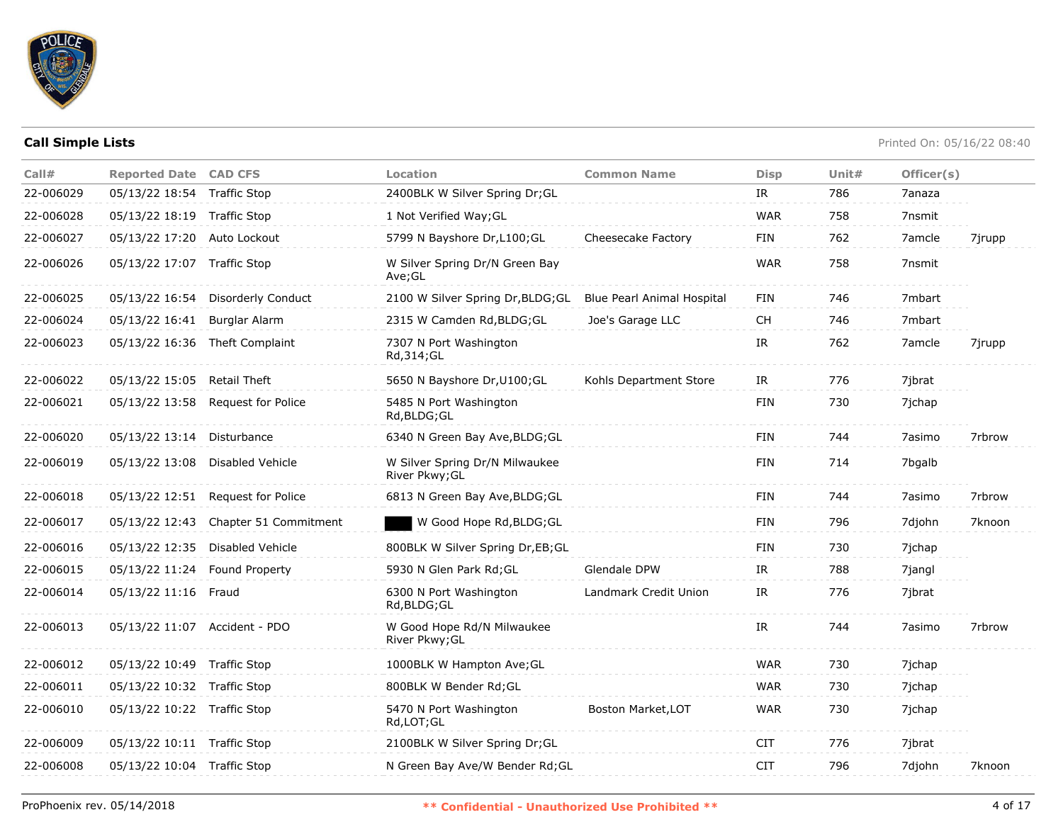**Call Simple Lists**

Printed On: 05/16/22 08:40

| Call# | Reported Date | CAD CFS | Location | Common Name | Disp | Unit# | Officer(s) | |
|---|---|---|---|---|---|---|---|---|
| 22-006029 | 05/13/22 18:54 | Traffic Stop | 2400BLK W Silver Spring Dr;GL | | IR | 786 | 7anaza | |
| 22-006028 | 05/13/22 18:19 | Traffic Stop | 1 Not Verified Way;GL | | WAR | 758 | 7nsmit | |
| 22-006027 | 05/13/22 17:20 | Auto Lockout | 5799 N Bayshore Dr,L100;GL | Cheesecake Factory | FIN | 762 | 7amcle | 7jrupp |
| 22-006026 | 05/13/22 17:07 | Traffic Stop | W Silver Spring Dr/N Green Bay Ave;GL | | WAR | 758 | 7nsmit | |
| 22-006025 | 05/13/22 16:54 | Disorderly Conduct | 2100 W Silver Spring Dr,BLDG;GL | Blue Pearl Animal Hospital | FIN | 746 | 7mbart | |
| 22-006024 | 05/13/22 16:41 | Burglar Alarm | 2315 W Camden Rd,BLDG;GL | Joe's Garage LLC | CH | 746 | 7mbart | |
| 22-006023 | 05/13/22 16:36 | Theft Complaint | 7307 N Port Washington Rd,314;GL | | IR | 762 | 7amcle | 7jrupp |
| 22-006022 | 05/13/22 15:05 | Retail Theft | 5650 N Bayshore Dr,U100;GL | Kohls Department Store | IR | 776 | 7jbrat | |
| 22-006021 | 05/13/22 13:58 | Request for Police | 5485 N Port Washington Rd,BLDG;GL | | FIN | 730 | 7jchap | |
| 22-006020 | 05/13/22 13:14 | Disturbance | 6340 N Green Bay Ave,BLDG;GL | | FIN | 744 | 7asimo | 7rbrow |
| 22-006019 | 05/13/22 13:08 | Disabled Vehicle | W Silver Spring Dr/N Milwaukee River Pkwy;GL | | FIN | 714 | 7bgalb | |
| 22-006018 | 05/13/22 12:51 | Request for Police | 6813 N Green Bay Ave,BLDG;GL | | FIN | 744 | 7asimo | 7rbrow |
| 22-006017 | 05/13/22 12:43 | Chapter 51 Commitment | ████ W Good Hope Rd,BLDG;GL | | FIN | 796 | 7djohn | 7knoon |
| 22-006016 | 05/13/22 12:35 | Disabled Vehicle | 800BLK W Silver Spring Dr,EB;GL | | FIN | 730 | 7jchap | |
| 22-006015 | 05/13/22 11:24 | Found Property | 5930 N Glen Park Rd;GL | Glendale DPW | IR | 788 | 7jangl | |
| 22-006014 | 05/13/22 11:16 | Fraud | 6300 N Port Washington Rd,BLDG;GL | Landmark Credit Union | IR | 776 | 7jbrat | |
| 22-006013 | 05/13/22 11:07 | Accident - PDO | W Good Hope Rd/N Milwaukee River Pkwy;GL | | IR | 744 | 7asimo | 7rbrow |
| 22-006012 | 05/13/22 10:49 | Traffic Stop | 1000BLK W Hampton Ave;GL | | WAR | 730 | 7jchap | |
| 22-006011 | 05/13/22 10:32 | Traffic Stop | 800BLK W Bender Rd;GL | | WAR | 730 | 7jchap | |
| 22-006010 | 05/13/22 10:22 | Traffic Stop | 5470 N Port Washington Rd,LOT;GL | Boston Market,LOT | WAR | 730 | 7jchap | |
| 22-006009 | 05/13/22 10:11 | Traffic Stop | 2100BLK W Silver Spring Dr;GL | | CIT | 776 | 7jbrat | |
| 22-006008 | 05/13/22 10:04 | Traffic Stop | N Green Bay Ave/W Bender Rd;GL | | CIT | 796 | 7djohn | 7knoon |

ProPhoenix rev. 05/14/2018

** Confidential - Unauthorized Use Prohibited **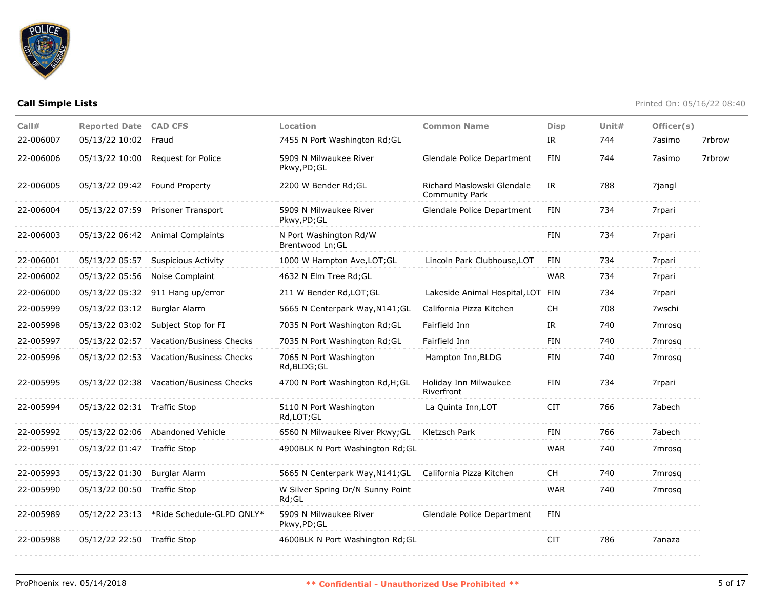## Call Simple Lists

Printed On: 05/16/22 08:40

| Call# | Reported Date | CAD CFS | Location | Common Name | Disp | Unit# | Officer(s) | |
|---|---|---|---|---|---|---|---|---|
| 22-006007 | 05/13/22 10:02 | Fraud | 7455 N Port Washington Rd;GL | | IR | 744 | 7asimo | 7rbrow |
| 22-006006 | 05/13/22 10:00 | Request for Police | 5909 N Milwaukee River Pkwy,PD;GL | Glendale Police Department | FIN | 744 | 7asimo | 7rbrow |
| 22-006005 | 05/13/22 09:42 | Found Property | 2200 W Bender Rd;GL | Richard Maslowski Glendale Community Park | IR | 788 | 7jangl | |
| 22-006004 | 05/13/22 07:59 | Prisoner Transport | 5909 N Milwaukee River Pkwy,PD;GL | Glendale Police Department | FIN | 734 | 7rpari | |
| 22-006003 | 05/13/22 06:42 | Animal Complaints | N Port Washington Rd/W Brentwood Ln;GL | | FIN | 734 | 7rpari | |
| 22-006001 | 05/13/22 05:57 | Suspicious Activity | 1000 W Hampton Ave,LOT;GL | Lincoln Park Clubhouse,LOT | FIN | 734 | 7rpari | |
| 22-006002 | 05/13/22 05:56 | Noise Complaint | 4632 N Elm Tree Rd;GL | | WAR | 734 | 7rpari | |
| 22-006000 | 05/13/22 05:32 | 911 Hang up/error | 211 W Bender Rd,LOT;GL | Lakeside Animal Hospital,LOT | FIN | 734 | 7rpari | |
| 22-005999 | 05/13/22 03:12 | Burglar Alarm | 5665 N Centerpark Way,N141;GL | California Pizza Kitchen | CH | 708 | 7wschi | |
| 22-005998 | 05/13/22 03:02 | Subject Stop for FI | 7035 N Port Washington Rd;GL | Fairfield Inn | IR | 740 | 7mrosq | |
| 22-005997 | 05/13/22 02:57 | Vacation/Business Checks | 7035 N Port Washington Rd;GL | Fairfield Inn | FIN | 740 | 7mrosq | |
| 22-005996 | 05/13/22 02:53 | Vacation/Business Checks | 7065 N Port Washington Rd,BLDG;GL | Hampton Inn,BLDG | FIN | 740 | 7mrosq | |
| 22-005995 | 05/13/22 02:38 | Vacation/Business Checks | 4700 N Port Washington Rd,H;GL | Holiday Inn Milwaukee Riverfront | FIN | 734 | 7rpari | |
| 22-005994 | 05/13/22 02:31 | Traffic Stop | 5110 N Port Washington Rd,LOT;GL | La Quinta Inn,LOT | CIT | 766 | 7abech | |
| 22-005992 | 05/13/22 02:06 | Abandoned Vehicle | 6560 N Milwaukee River Pkwy;GL | Kletzsch Park | FIN | 766 | 7abech | |
| 22-005991 | 05/13/22 01:47 | Traffic Stop | 4900BLK N Port Washington Rd;GL | | WAR | 740 | 7mrosq | |
| 22-005993 | 05/13/22 01:30 | Burglar Alarm | 5665 N Centerpark Way,N141;GL | California Pizza Kitchen | CH | 740 | 7mrosq | |
| 22-005990 | 05/13/22 00:50 | Traffic Stop | W Silver Spring Dr/N Sunny Point Rd;GL | | WAR | 740 | 7mrosq | |
| 22-005989 | 05/12/22 23:13 | *Ride Schedule-GLPD ONLY* | 5909 N Milwaukee River Pkwy,PD;GL | Glendale Police Department | FIN | | | |
| 22-005988 | 05/12/22 22:50 | Traffic Stop | 4600BLK N Port Washington Rd;GL | | CIT | 786 | 7anaza | |

ProPhoenix rev. 05/14/2018

** Confidential - Unauthorized Use Prohibited **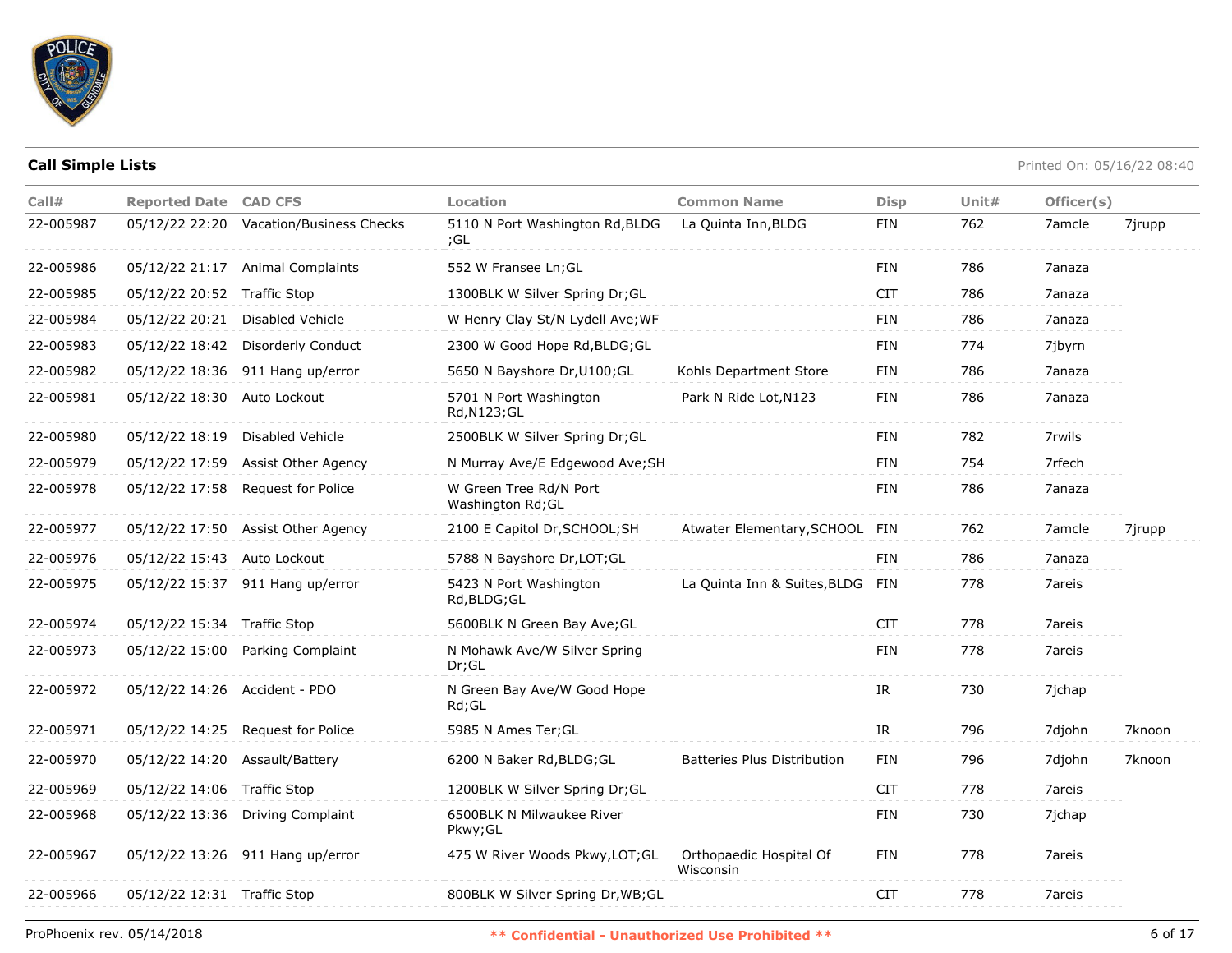**Call Simple Lists**

Printed On: 05/16/22 08:40

| Call# | Reported Date | CAD CFS | Location | Common Name | Disp | Unit# | Officer(s) | |
|---|---|---|---|---|---|---|---|---|
| 22-005987 | 05/12/22 22:20 | Vacation/Business Checks | 5110 N Port Washington Rd,BLDG ;GL | La Quinta Inn,BLDG | FIN | 762 | 7amcle | 7jrupp |
| 22-005986 | 05/12/22 21:17 | Animal Complaints | 552 W Fransee Ln;GL | | FIN | 786 | 7anaza | |
| 22-005985 | 05/12/22 20:52 | Traffic Stop | 1300BLK W Silver Spring Dr;GL | | CIT | 786 | 7anaza | |
| 22-005984 | 05/12/22 20:21 | Disabled Vehicle | W Henry Clay St/N Lydell Ave;WF | | FIN | 786 | 7anaza | |
| 22-005983 | 05/12/22 18:42 | Disorderly Conduct | 2300 W Good Hope Rd,BLDG;GL | | FIN | 774 | 7jbyrn | |
| 22-005982 | 05/12/22 18:36 | 911 Hang up/error | 5650 N Bayshore Dr,U100;GL | Kohls Department Store | FIN | 786 | 7anaza | |
| 22-005981 | 05/12/22 18:30 | Auto Lockout | 5701 N Port Washington Rd,N123;GL | Park N Ride Lot,N123 | FIN | 786 | 7anaza | |
| 22-005980 | 05/12/22 18:19 | Disabled Vehicle | 2500BLK W Silver Spring Dr;GL | | FIN | 782 | 7rwils | |
| 22-005979 | 05/12/22 17:59 | Assist Other Agency | N Murray Ave/E Edgewood Ave;SH | | FIN | 754 | 7rfech | |
| 22-005978 | 05/12/22 17:58 | Request for Police | W Green Tree Rd/N Port Washington Rd;GL | | FIN | 786 | 7anaza | |
| 22-005977 | 05/12/22 17:50 | Assist Other Agency | 2100 E Capitol Dr,SCHOOL;SH | Atwater Elementary,SCHOOL | FIN | 762 | 7amcle | 7jrupp |
| 22-005976 | 05/12/22 15:43 | Auto Lockout | 5788 N Bayshore Dr,LOT;GL | | FIN | 786 | 7anaza | |
| 22-005975 | 05/12/22 15:37 | 911 Hang up/error | 5423 N Port Washington Rd,BLDG;GL | La Quinta Inn & Suites,BLDG | FIN | 778 | 7areis | |
| 22-005974 | 05/12/22 15:34 | Traffic Stop | 5600BLK N Green Bay Ave;GL | | CIT | 778 | 7areis | |
| 22-005973 | 05/12/22 15:00 | Parking Complaint | N Mohawk Ave/W Silver Spring Dr;GL | | FIN | 778 | 7areis | |
| 22-005972 | 05/12/22 14:26 | Accident - PDO | N Green Bay Ave/W Good Hope Rd;GL | | IR | 730 | 7jchap | |
| 22-005971 | 05/12/22 14:25 | Request for Police | 5985 N Ames Ter;GL | | IR | 796 | 7djohn | 7knoon |
| 22-005970 | 05/12/22 14:20 | Assault/Battery | 6200 N Baker Rd,BLDG;GL | Batteries Plus Distribution | FIN | 796 | 7djohn | 7knoon |
| 22-005969 | 05/12/22 14:06 | Traffic Stop | 1200BLK W Silver Spring Dr;GL | | CIT | 778 | 7areis | |
| 22-005968 | 05/12/22 13:36 | Driving Complaint | 6500BLK N Milwaukee River Pkwy;GL | | FIN | 730 | 7jchap | |
| 22-005967 | 05/12/22 13:26 | 911 Hang up/error | 475 W River Woods Pkwy,LOT;GL | Orthopaedic Hospital Of Wisconsin | FIN | 778 | 7areis | |
| 22-005966 | 05/12/22 12:31 | Traffic Stop | 800BLK W Silver Spring Dr,WB;GL | | CIT | 778 | 7areis | |

ProPhoenix rev. 05/14/2018

** Confidential - Unauthorized Use Prohibited **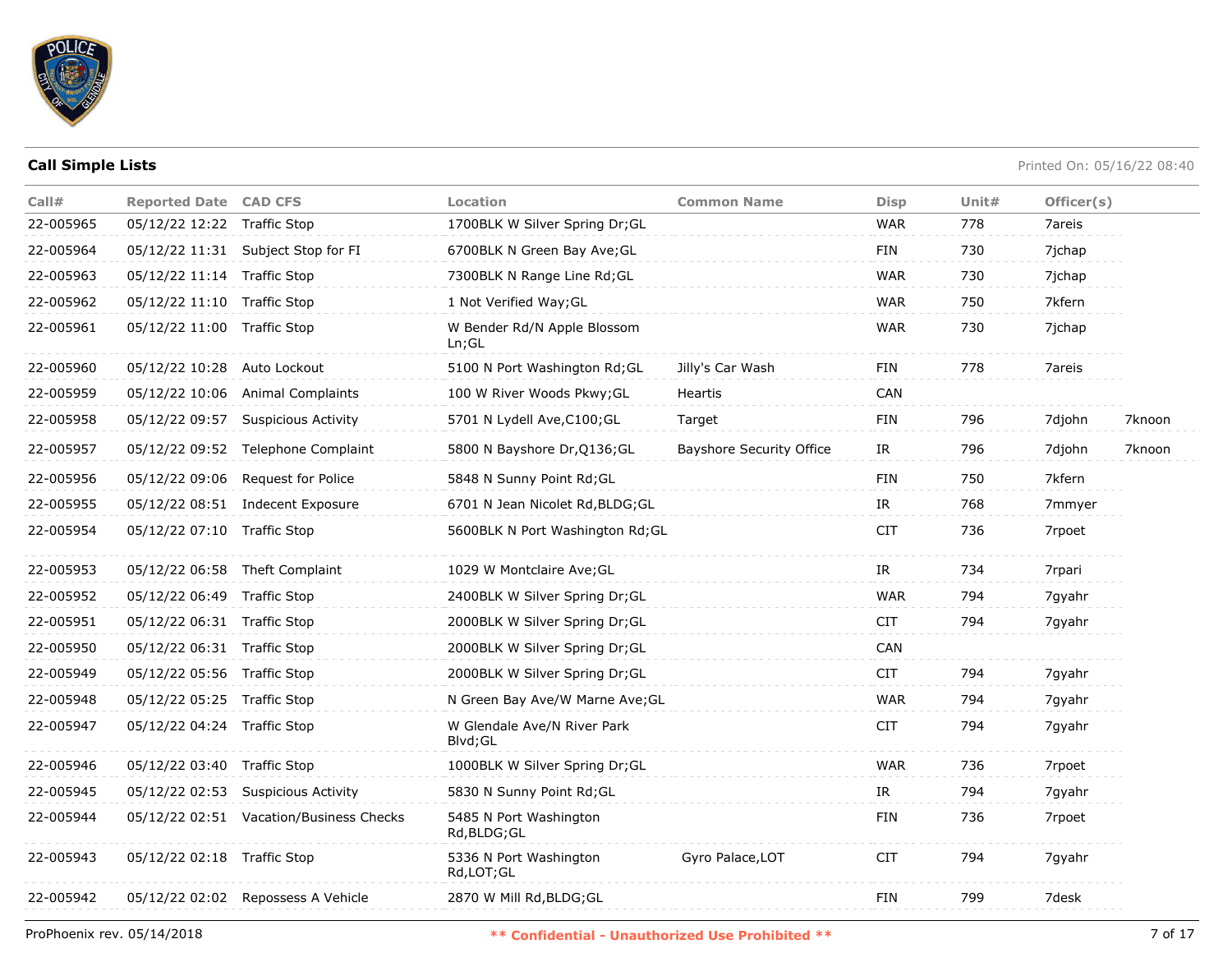**Call Simple Lists**

Printed On: 05/16/22 08:40

| Call# | Reported Date | CAD CFS | Location | Common Name | Disp | Unit# | Officer(s) | |
|---|---|---|---|---|---|---|---|---|
| 22-005965 | 05/12/22 12:22 | Traffic Stop | 1700BLK W Silver Spring Dr;GL | | WAR | 778 | 7areis | |
| 22-005964 | 05/12/22 11:31 | Subject Stop for FI | 6700BLK N Green Bay Ave;GL | | FIN | 730 | 7jchap | |
| 22-005963 | 05/12/22 11:14 | Traffic Stop | 7300BLK N Range Line Rd;GL | | WAR | 730 | 7jchap | |
| 22-005962 | 05/12/22 11:10 | Traffic Stop | 1 Not Verified Way;GL | | WAR | 750 | 7kfern | |
| 22-005961 | 05/12/22 11:00 | Traffic Stop | W Bender Rd/N Apple Blossom Ln;GL | | WAR | 730 | 7jchap | |
| 22-005960 | 05/12/22 10:28 | Auto Lockout | 5100 N Port Washington Rd;GL | Jilly's Car Wash | FIN | 778 | 7areis | |
| 22-005959 | 05/12/22 10:06 | Animal Complaints | 100 W River Woods Pkwy;GL | Heartis | CAN | | | |
| 22-005958 | 05/12/22 09:57 | Suspicious Activity | 5701 N Lydell Ave,C100;GL | Target | FIN | 796 | 7djohn | 7knoon |
| 22-005957 | 05/12/22 09:52 | Telephone Complaint | 5800 N Bayshore Dr,Q136;GL | Bayshore Security Office | IR | 796 | 7djohn | 7knoon |
| 22-005956 | 05/12/22 09:06 | Request for Police | 5848 N Sunny Point Rd;GL | | FIN | 750 | 7kfern | |
| 22-005955 | 05/12/22 08:51 | Indecent Exposure | 6701 N Jean Nicolet Rd,BLDG;GL | | IR | 768 | 7mmyer | |
| 22-005954 | 05/12/22 07:10 | Traffic Stop | 5600BLK N Port Washington Rd;GL | | CIT | 736 | 7rpoet | |
| 22-005953 | 05/12/22 06:58 | Theft Complaint | 1029 W Montclaire Ave;GL | | IR | 734 | 7rpari | |
| 22-005952 | 05/12/22 06:49 | Traffic Stop | 2400BLK W Silver Spring Dr;GL | | WAR | 794 | 7gyahr | |
| 22-005951 | 05/12/22 06:31 | Traffic Stop | 2000BLK W Silver Spring Dr;GL | | CIT | 794 | 7gyahr | |
| 22-005950 | 05/12/22 06:31 | Traffic Stop | 2000BLK W Silver Spring Dr;GL | | CAN | | | |
| 22-005949 | 05/12/22 05:56 | Traffic Stop | 2000BLK W Silver Spring Dr;GL | | CIT | 794 | 7gyahr | |
| 22-005948 | 05/12/22 05:25 | Traffic Stop | N Green Bay Ave/W Marne Ave;GL | | WAR | 794 | 7gyahr | |
| 22-005947 | 05/12/22 04:24 | Traffic Stop | W Glendale Ave/N River Park Blvd;GL | | CIT | 794 | 7gyahr | |
| 22-005946 | 05/12/22 03:40 | Traffic Stop | 1000BLK W Silver Spring Dr;GL | | WAR | 736 | 7rpoet | |
| 22-005945 | 05/12/22 02:53 | Suspicious Activity | 5830 N Sunny Point Rd;GL | | IR | 794 | 7gyahr | |
| 22-005944 | 05/12/22 02:51 | Vacation/Business Checks | 5485 N Port Washington Rd,BLDG;GL | | FIN | 736 | 7rpoet | |
| 22-005943 | 05/12/22 02:18 | Traffic Stop | 5336 N Port Washington Rd,LOT;GL | Gyro Palace,LOT | CIT | 794 | 7gyahr | |
| 22-005942 | 05/12/22 02:02 | Repossess A Vehicle | 2870 W Mill Rd,BLDG;GL | | FIN | 799 | 7desk | |

ProPhoenix rev. 05/14/2018

** Confidential - Unauthorized Use Prohibited **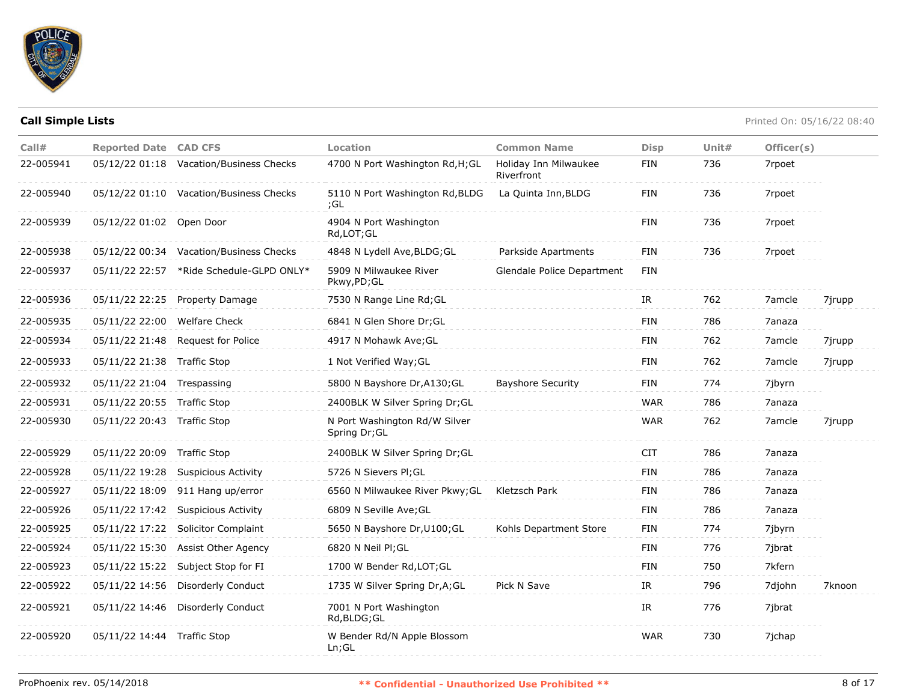**Call Simple Lists**

Printed On: 05/16/22 08:40

| Call# | Reported Date | CAD CFS | Location | Common Name | Disp | Unit# | Officer(s) | |
|---|---|---|---|---|---|---|---|---|
| 22-005941 | 05/12/22 01:18 | Vacation/Business Checks | 4700 N Port Washington Rd,H;GL | Holiday Inn Milwaukee Riverfront | FIN | 736 | 7rpoet | |
| 22-005940 | 05/12/22 01:10 | Vacation/Business Checks | 5110 N Port Washington Rd,BLDG ;GL | La Quinta Inn,BLDG | FIN | 736 | 7rpoet | |
| 22-005939 | 05/12/22 01:02 | Open Door | 4904 N Port Washington Rd,LOT;GL | | FIN | 736 | 7rpoet | |
| 22-005938 | 05/12/22 00:34 | Vacation/Business Checks | 4848 N Lydell Ave,BLDG;GL | Parkside Apartments | FIN | 736 | 7rpoet | |
| 22-005937 | 05/11/22 22:57 | *Ride Schedule-GLPD ONLY* | 5909 N Milwaukee River Pkwy,PD;GL | Glendale Police Department | FIN | | | |
| 22-005936 | 05/11/22 22:25 | Property Damage | 7530 N Range Line Rd;GL | | IR | 762 | 7amcle | 7jrupp |
| 22-005935 | 05/11/22 22:00 | Welfare Check | 6841 N Glen Shore Dr;GL | | FIN | 786 | 7anaza | |
| 22-005934 | 05/11/22 21:48 | Request for Police | 4917 N Mohawk Ave;GL | | FIN | 762 | 7amcle | 7jrupp |
| 22-005933 | 05/11/22 21:38 | Traffic Stop | 1 Not Verified Way;GL | | FIN | 762 | 7amcle | 7jrupp |
| 22-005932 | 05/11/22 21:04 | Trespassing | 5800 N Bayshore Dr,A130;GL | Bayshore Security | FIN | 774 | 7jbyrn | |
| 22-005931 | 05/11/22 20:55 | Traffic Stop | 2400BLK W Silver Spring Dr;GL | | WAR | 786 | 7anaza | |
| 22-005930 | 05/11/22 20:43 | Traffic Stop | N Port Washington Rd/W Silver Spring Dr;GL | | WAR | 762 | 7amcle | 7jrupp |
| 22-005929 | 05/11/22 20:09 | Traffic Stop | 2400BLK W Silver Spring Dr;GL | | CIT | 786 | 7anaza | |
| 22-005928 | 05/11/22 19:28 | Suspicious Activity | 5726 N Sievers Pl;GL | | FIN | 786 | 7anaza | |
| 22-005927 | 05/11/22 18:09 | 911 Hang up/error | 6560 N Milwaukee River Pkwy;GL | Kletzsch Park | FIN | 786 | 7anaza | |
| 22-005926 | 05/11/22 17:42 | Suspicious Activity | 6809 N Seville Ave;GL | | FIN | 786 | 7anaza | |
| 22-005925 | 05/11/22 17:22 | Solicitor Complaint | 5650 N Bayshore Dr,U100;GL | Kohls Department Store | FIN | 774 | 7jbyrn | |
| 22-005924 | 05/11/22 15:30 | Assist Other Agency | 6820 N Neil Pl;GL | | FIN | 776 | 7jbrat | |
| 22-005923 | 05/11/22 15:22 | Subject Stop for FI | 1700 W Bender Rd,LOT;GL | | FIN | 750 | 7kfern | |
| 22-005922 | 05/11/22 14:56 | Disorderly Conduct | 1735 W Silver Spring Dr,A;GL | Pick N Save | IR | 796 | 7djohn | 7knoon |
| 22-005921 | 05/11/22 14:46 | Disorderly Conduct | 7001 N Port Washington Rd,BLDG;GL | | IR | 776 | 7jbrat | |
| 22-005920 | 05/11/22 14:44 | Traffic Stop | W Bender Rd/N Apple Blossom Ln;GL | | WAR | 730 | 7jchap | |

ProPhoenix rev. 05/14/2018 ** Confidential - Unauthorized Use Prohibited **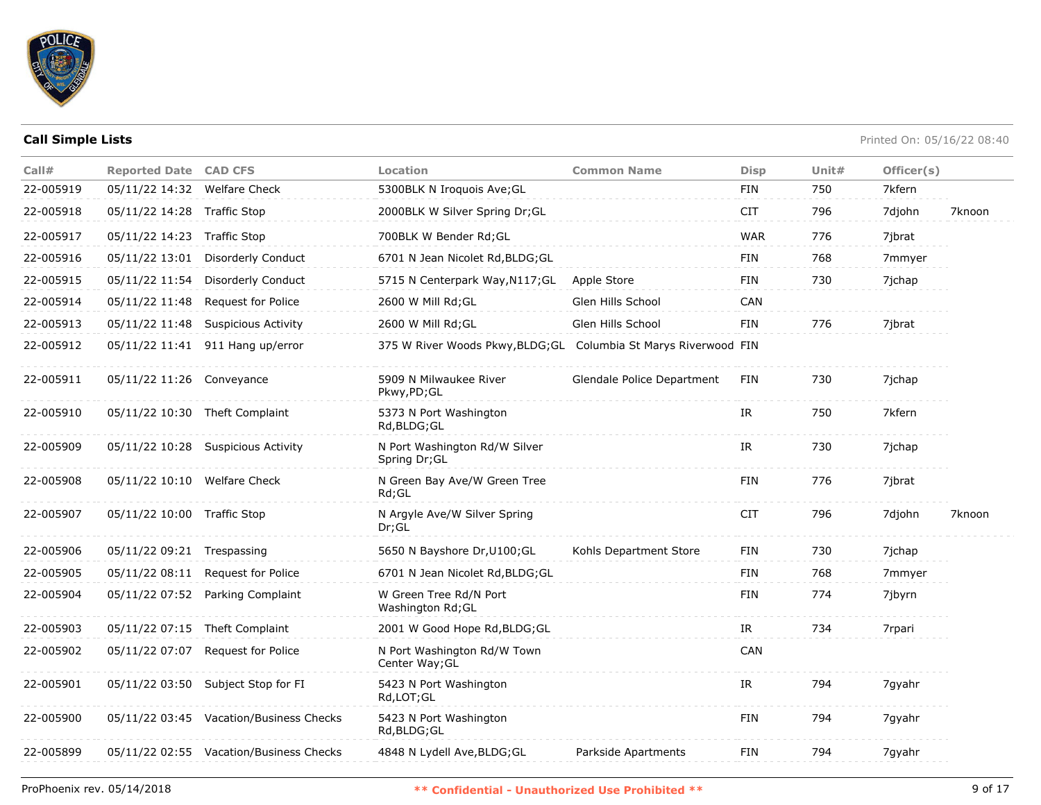**Call Simple Lists**

Printed On: 05/16/22 08:40

| Call# | Reported Date | CAD CFS | Location | Common Name | Disp | Unit# | Officer(s) | |
|---|---|---|---|---|---|---|---|---|
| 22-005919 | 05/11/22 14:32 | Welfare Check | 5300BLK N Iroquois Ave;GL | | FIN | 750 | 7kfern | |
| 22-005918 | 05/11/22 14:28 | Traffic Stop | 2000BLK W Silver Spring Dr;GL | | CIT | 796 | 7djohn | 7knoon |
| 22-005917 | 05/11/22 14:23 | Traffic Stop | 700BLK W Bender Rd;GL | | WAR | 776 | 7jbrat | |
| 22-005916 | 05/11/22 13:01 | Disorderly Conduct | 6701 N Jean Nicolet Rd,BLDG;GL | | FIN | 768 | 7mmyer | |
| 22-005915 | 05/11/22 11:54 | Disorderly Conduct | 5715 N Centerpark Way,N117;GL | Apple Store | FIN | 730 | 7jchap | |
| 22-005914 | 05/11/22 11:48 | Request for Police | 2600 W Mill Rd;GL | Glen Hills School | CAN | | | |
| 22-005913 | 05/11/22 11:48 | Suspicious Activity | 2600 W Mill Rd;GL | Glen Hills School | FIN | 776 | 7jbrat | |
| 22-005912 | 05/11/22 11:41 | 911 Hang up/error | 375 W River Woods Pkwy,BLDG;GL | Columbia St Marys Riverwood | FIN | | | |
| 22-005911 | 05/11/22 11:26 | Conveyance | 5909 N Milwaukee River Pkwy,PD;GL | Glendale Police Department | FIN | 730 | 7jchap | |
| 22-005910 | 05/11/22 10:30 | Theft Complaint | 5373 N Port Washington Rd,BLDG;GL | | IR | 750 | 7kfern | |
| 22-005909 | 05/11/22 10:28 | Suspicious Activity | N Port Washington Rd/W Silver Spring Dr;GL | | IR | 730 | 7jchap | |
| 22-005908 | 05/11/22 10:10 | Welfare Check | N Green Bay Ave/W Green Tree Rd;GL | | FIN | 776 | 7jbrat | |
| 22-005907 | 05/11/22 10:00 | Traffic Stop | N Argyle Ave/W Silver Spring Dr;GL | | CIT | 796 | 7djohn | 7knoon |
| 22-005906 | 05/11/22 09:21 | Trespassing | 5650 N Bayshore Dr,U100;GL | Kohls Department Store | FIN | 730 | 7jchap | |
| 22-005905 | 05/11/22 08:11 | Request for Police | 6701 N Jean Nicolet Rd,BLDG;GL | | FIN | 768 | 7mmyer | |
| 22-005904 | 05/11/22 07:52 | Parking Complaint | W Green Tree Rd/N Port Washington Rd;GL | | FIN | 774 | 7jbyrn | |
| 22-005903 | 05/11/22 07:15 | Theft Complaint | 2001 W Good Hope Rd,BLDG;GL | | IR | 734 | 7rpari | |
| 22-005902 | 05/11/22 07:07 | Request for Police | N Port Washington Rd/W Town Center Way;GL | | CAN | | | |
| 22-005901 | 05/11/22 03:50 | Subject Stop for FI | 5423 N Port Washington Rd,LOT;GL | | IR | 794 | 7gyahr | |
| 22-005900 | 05/11/22 03:45 | Vacation/Business Checks | 5423 N Port Washington Rd,BLDG;GL | | FIN | 794 | 7gyahr | |
| 22-005899 | 05/11/22 02:55 | Vacation/Business Checks | 4848 N Lydell Ave,BLDG;GL | Parkside Apartments | FIN | 794 | 7gyahr | |

ProPhoenix rev. 05/14/2018

** Confidential - Unauthorized Use Prohibited **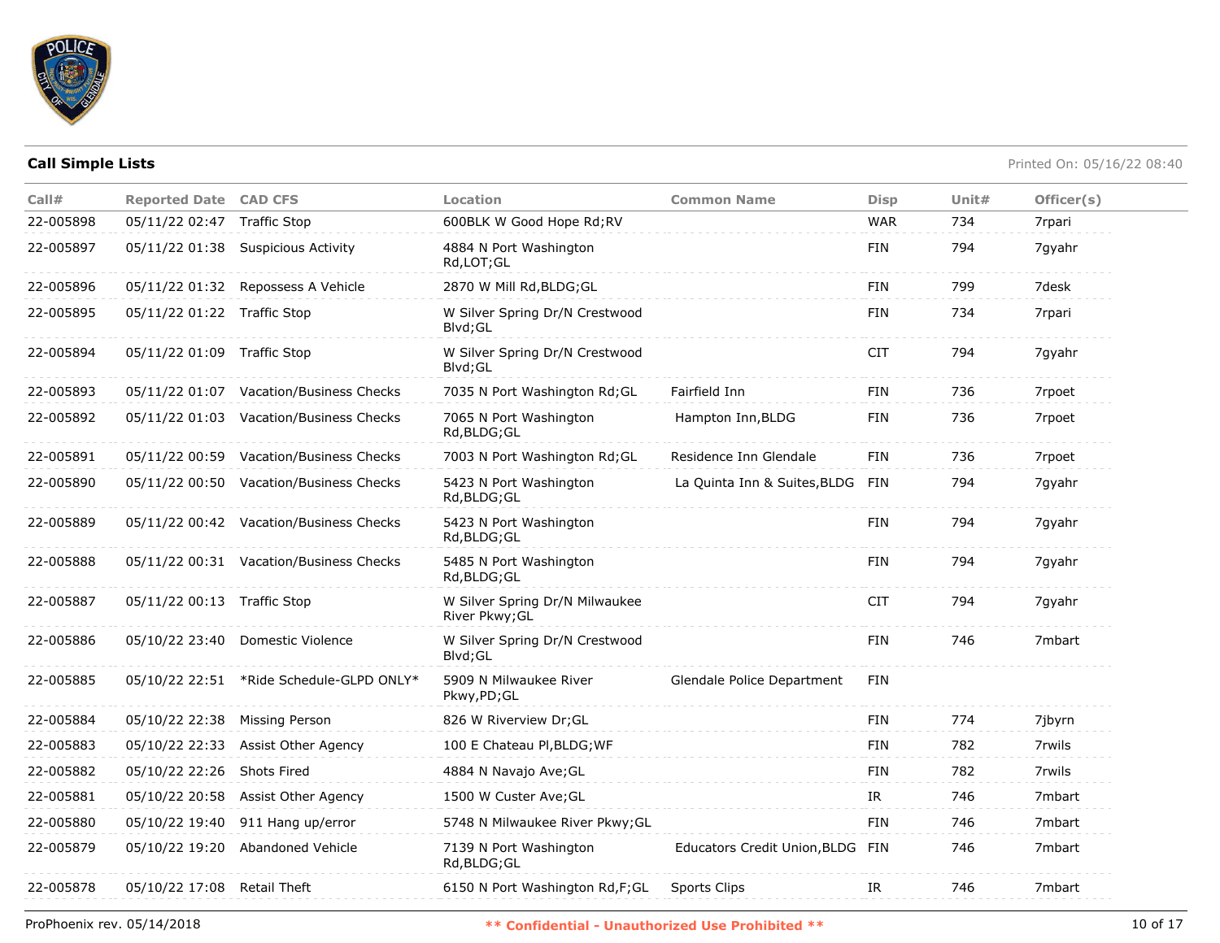**Call Simple Lists**

Printed On: 05/16/22 08:40

| Call# | Reported Date | CAD CFS | Location | Common Name | Disp | Unit# | Officer(s) |
|---|---|---|---|---|---|---|---|
| 22-005898 | 05/11/22 02:47 | Traffic Stop | 600BLK W Good Hope Rd;RV | | WAR | 734 | 7rpari |
| 22-005897 | 05/11/22 01:38 | Suspicious Activity | 4884 N Port Washington Rd,LOT;GL | | FIN | 794 | 7gyahr |
| 22-005896 | 05/11/22 01:32 | Repossess A Vehicle | 2870 W Mill Rd,BLDG;GL | | FIN | 799 | 7desk |
| 22-005895 | 05/11/22 01:22 | Traffic Stop | W Silver Spring Dr/N Crestwood Blvd;GL | | FIN | 734 | 7rpari |
| 22-005894 | 05/11/22 01:09 | Traffic Stop | W Silver Spring Dr/N Crestwood Blvd;GL | | CIT | 794 | 7gyahr |
| 22-005893 | 05/11/22 01:07 | Vacation/Business Checks | 7035 N Port Washington Rd;GL | Fairfield Inn | FIN | 736 | 7rpoet |
| 22-005892 | 05/11/22 01:03 | Vacation/Business Checks | 7065 N Port Washington Rd,BLDG;GL | Hampton Inn,BLDG | FIN | 736 | 7rpoet |
| 22-005891 | 05/11/22 00:59 | Vacation/Business Checks | 7003 N Port Washington Rd;GL | Residence Inn Glendale | FIN | 736 | 7rpoet |
| 22-005890 | 05/11/22 00:50 | Vacation/Business Checks | 5423 N Port Washington Rd,BLDG;GL | La Quinta Inn & Suites,BLDG | FIN | 794 | 7gyahr |
| 22-005889 | 05/11/22 00:42 | Vacation/Business Checks | 5423 N Port Washington Rd,BLDG;GL | | FIN | 794 | 7gyahr |
| 22-005888 | 05/11/22 00:31 | Vacation/Business Checks | 5485 N Port Washington Rd,BLDG;GL | | FIN | 794 | 7gyahr |
| 22-005887 | 05/11/22 00:13 | Traffic Stop | W Silver Spring Dr/N Milwaukee River Pkwy;GL | | CIT | 794 | 7gyahr |
| 22-005886 | 05/10/22 23:40 | Domestic Violence | W Silver Spring Dr/N Crestwood Blvd;GL | | FIN | 746 | 7mbart |
| 22-005885 | 05/10/22 22:51 | *Ride Schedule-GLPD ONLY* | 5909 N Milwaukee River Pkwy,PD;GL | Glendale Police Department | FIN | | |
| 22-005884 | 05/10/22 22:38 | Missing Person | 826 W Riverview Dr;GL | | FIN | 774 | 7jbyrn |
| 22-005883 | 05/10/22 22:33 | Assist Other Agency | 100 E Chateau Pl,BLDG;WF | | FIN | 782 | 7rwils |
| 22-005882 | 05/10/22 22:26 | Shots Fired | 4884 N Navajo Ave;GL | | FIN | 782 | 7rwils |
| 22-005881 | 05/10/22 20:58 | Assist Other Agency | 1500 W Custer Ave;GL | | IR | 746 | 7mbart |
| 22-005880 | 05/10/22 19:40 | 911 Hang up/error | 5748 N Milwaukee River Pkwy;GL | | FIN | 746 | 7mbart |
| 22-005879 | 05/10/22 19:20 | Abandoned Vehicle | 7139 N Port Washington Rd,BLDG;GL | Educators Credit Union,BLDG | FIN | 746 | 7mbart |
| 22-005878 | 05/10/22 17:08 | Retail Theft | 6150 N Port Washington Rd,F;GL | Sports Clips | IR | 746 | 7mbart |

ProPhoenix rev. 05/14/2018

** Confidential - Unauthorized Use Prohibited **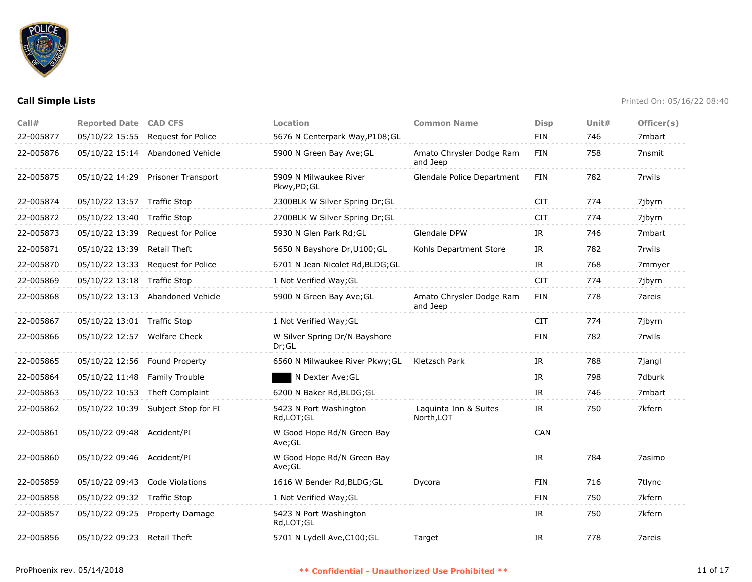**Call Simple Lists**

Printed On: 05/16/22 08:40

| Call# | Reported Date | CAD CFS | Location | Common Name | Disp | Unit# | Officer(s) |
|---|---|---|---|---|---|---|---|
| 22-005877 | 05/10/22 15:55 | Request for Police | 5676 N Centerpark Way,P108;GL | | FIN | 746 | 7mbart |
| 22-005876 | 05/10/22 15:14 | Abandoned Vehicle | 5900 N Green Bay Ave;GL | Amato Chrysler Dodge Ram and Jeep | FIN | 758 | 7nsmit |
| 22-005875 | 05/10/22 14:29 | Prisoner Transport | 5909 N Milwaukee River Pkwy,PD;GL | Glendale Police Department | FIN | 782 | 7rwils |
| 22-005874 | 05/10/22 13:57 | Traffic Stop | 2300BLK W Silver Spring Dr;GL | | CIT | 774 | 7jbyrn |
| 22-005872 | 05/10/22 13:40 | Traffic Stop | 2700BLK W Silver Spring Dr;GL | | CIT | 774 | 7jbyrn |
| 22-005873 | 05/10/22 13:39 | Request for Police | 5930 N Glen Park Rd;GL | Glendale DPW | IR | 746 | 7mbart |
| 22-005871 | 05/10/22 13:39 | Retail Theft | 5650 N Bayshore Dr,U100;GL | Kohls Department Store | IR | 782 | 7rwils |
| 22-005870 | 05/10/22 13:33 | Request for Police | 6701 N Jean Nicolet Rd,BLDG;GL | | IR | 768 | 7mmyer |
| 22-005869 | 05/10/22 13:18 | Traffic Stop | 1 Not Verified Way;GL | | CIT | 774 | 7jbyrn |
| 22-005868 | 05/10/22 13:13 | Abandoned Vehicle | 5900 N Green Bay Ave;GL | Amato Chrysler Dodge Ram and Jeep | FIN | 778 | 7areis |
| 22-005867 | 05/10/22 13:01 | Traffic Stop | 1 Not Verified Way;GL | | CIT | 774 | 7jbyrn |
| 22-005866 | 05/10/22 12:57 | Welfare Check | W Silver Spring Dr/N Bayshore Dr;GL | | FIN | 782 | 7rwils |
| 22-005865 | 05/10/22 12:56 | Found Property | 6560 N Milwaukee River Pkwy;GL | Kletzsch Park | IR | 788 | 7jangl |
| 22-005864 | 05/10/22 11:48 | Family Trouble | N Dexter Ave;GL | | IR | 798 | 7dburk |
| 22-005863 | 05/10/22 10:53 | Theft Complaint | 6200 N Baker Rd,BLDG;GL | | IR | 746 | 7mbart |
| 22-005862 | 05/10/22 10:39 | Subject Stop for FI | 5423 N Port Washington Rd,LOT;GL | Laquinta Inn & Suites North,LOT | IR | 750 | 7kfern |
| 22-005861 | 05/10/22 09:48 | Accident/PI | W Good Hope Rd/N Green Bay Ave;GL | | CAN | | |
| 22-005860 | 05/10/22 09:46 | Accident/PI | W Good Hope Rd/N Green Bay Ave;GL | | IR | 784 | 7asimo |
| 22-005859 | 05/10/22 09:43 | Code Violations | 1616 W Bender Rd,BLDG;GL | Dycora | FIN | 716 | 7tlync |
| 22-005858 | 05/10/22 09:32 | Traffic Stop | 1 Not Verified Way;GL | | FIN | 750 | 7kfern |
| 22-005857 | 05/10/22 09:25 | Property Damage | 5423 N Port Washington Rd,LOT;GL | | IR | 750 | 7kfern |
| 22-005856 | 05/10/22 09:23 | Retail Theft | 5701 N Lydell Ave,C100;GL | Target | IR | 778 | 7areis |

ProPhoenix rev. 05/14/2018

** Confidential - Unauthorized Use Prohibited **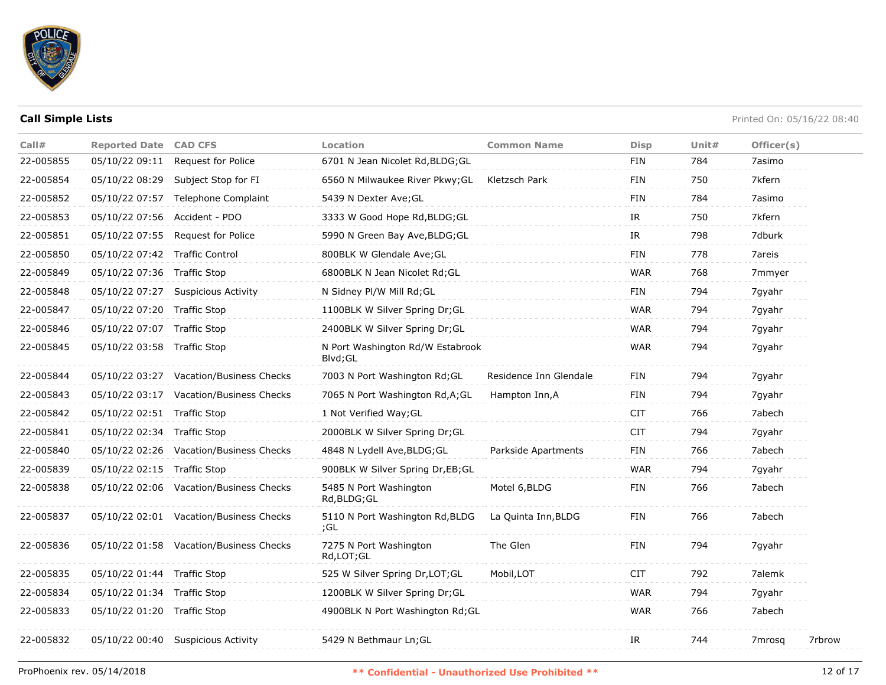**Call Simple Lists**

Printed On: 05/16/22 08:40

| Call# | Reported Date | CAD CFS | Location | Common Name | Disp | Unit# | Officer(s) | |
|---|---|---|---|---|---|---|---|---|
| 22-005855 | 05/10/22 09:11 | Request for Police | 6701 N Jean Nicolet Rd,BLDG;GL | | FIN | 784 | 7asimo | |
| 22-005854 | 05/10/22 08:29 | Subject Stop for FI | 6560 N Milwaukee River Pkwy;GL | Kletzsch Park | FIN | 750 | 7kfern | |
| 22-005852 | 05/10/22 07:57 | Telephone Complaint | 5439 N Dexter Ave;GL | | FIN | 784 | 7asimo | |
| 22-005853 | 05/10/22 07:56 | Accident - PDO | 3333 W Good Hope Rd,BLDG;GL | | IR | 750 | 7kfern | |
| 22-005851 | 05/10/22 07:55 | Request for Police | 5990 N Green Bay Ave,BLDG;GL | | IR | 798 | 7dburk | |
| 22-005850 | 05/10/22 07:42 | Traffic Control | 800BLK W Glendale Ave;GL | | FIN | 778 | 7areis | |
| 22-005849 | 05/10/22 07:36 | Traffic Stop | 6800BLK N Jean Nicolet Rd;GL | | WAR | 768 | 7mmyer | |
| 22-005848 | 05/10/22 07:27 | Suspicious Activity | N Sidney Pl/W Mill Rd;GL | | FIN | 794 | 7gyahr | |
| 22-005847 | 05/10/22 07:20 | Traffic Stop | 1100BLK W Silver Spring Dr;GL | | WAR | 794 | 7gyahr | |
| 22-005846 | 05/10/22 07:07 | Traffic Stop | 2400BLK W Silver Spring Dr;GL | | WAR | 794 | 7gyahr | |
| 22-005845 | 05/10/22 03:58 | Traffic Stop | N Port Washington Rd/W Estabrook Blvd;GL | | WAR | 794 | 7gyahr | |
| 22-005844 | 05/10/22 03:27 | Vacation/Business Checks | 7003 N Port Washington Rd;GL | Residence Inn Glendale | FIN | 794 | 7gyahr | |
| 22-005843 | 05/10/22 03:17 | Vacation/Business Checks | 7065 N Port Washington Rd,A;GL | Hampton Inn,A | FIN | 794 | 7gyahr | |
| 22-005842 | 05/10/22 02:51 | Traffic Stop | 1 Not Verified Way;GL | | CIT | 766 | 7abech | |
| 22-005841 | 05/10/22 02:34 | Traffic Stop | 2000BLK W Silver Spring Dr;GL | | CIT | 794 | 7gyahr | |
| 22-005840 | 05/10/22 02:26 | Vacation/Business Checks | 4848 N Lydell Ave,BLDG;GL | Parkside Apartments | FIN | 766 | 7abech | |
| 22-005839 | 05/10/22 02:15 | Traffic Stop | 900BLK W Silver Spring Dr,EB;GL | | WAR | 794 | 7gyahr | |
| 22-005838 | 05/10/22 02:06 | Vacation/Business Checks | 5485 N Port Washington Rd,BLDG;GL | Motel 6,BLDG | FIN | 766 | 7abech | |
| 22-005837 | 05/10/22 02:01 | Vacation/Business Checks | 5110 N Port Washington Rd,BLDG ;GL | La Quinta Inn,BLDG | FIN | 766 | 7abech | |
| 22-005836 | 05/10/22 01:58 | Vacation/Business Checks | 7275 N Port Washington Rd,LOT;GL | The Glen | FIN | 794 | 7gyahr | |
| 22-005835 | 05/10/22 01:44 | Traffic Stop | 525 W Silver Spring Dr,LOT;GL | Mobil,LOT | CIT | 792 | 7alemk | |
| 22-005834 | 05/10/22 01:34 | Traffic Stop | 1200BLK W Silver Spring Dr;GL | | WAR | 794 | 7gyahr | |
| 22-005833 | 05/10/22 01:20 | Traffic Stop | 4900BLK N Port Washington Rd;GL | | WAR | 766 | 7abech | |
| 22-005832 | 05/10/22 00:40 | Suspicious Activity | 5429 N Bethmaur Ln;GL | | IR | 744 | 7mrosq | 7rbrow |

ProPhoenix rev. 05/14/2018

** Confidential - Unauthorized Use Prohibited **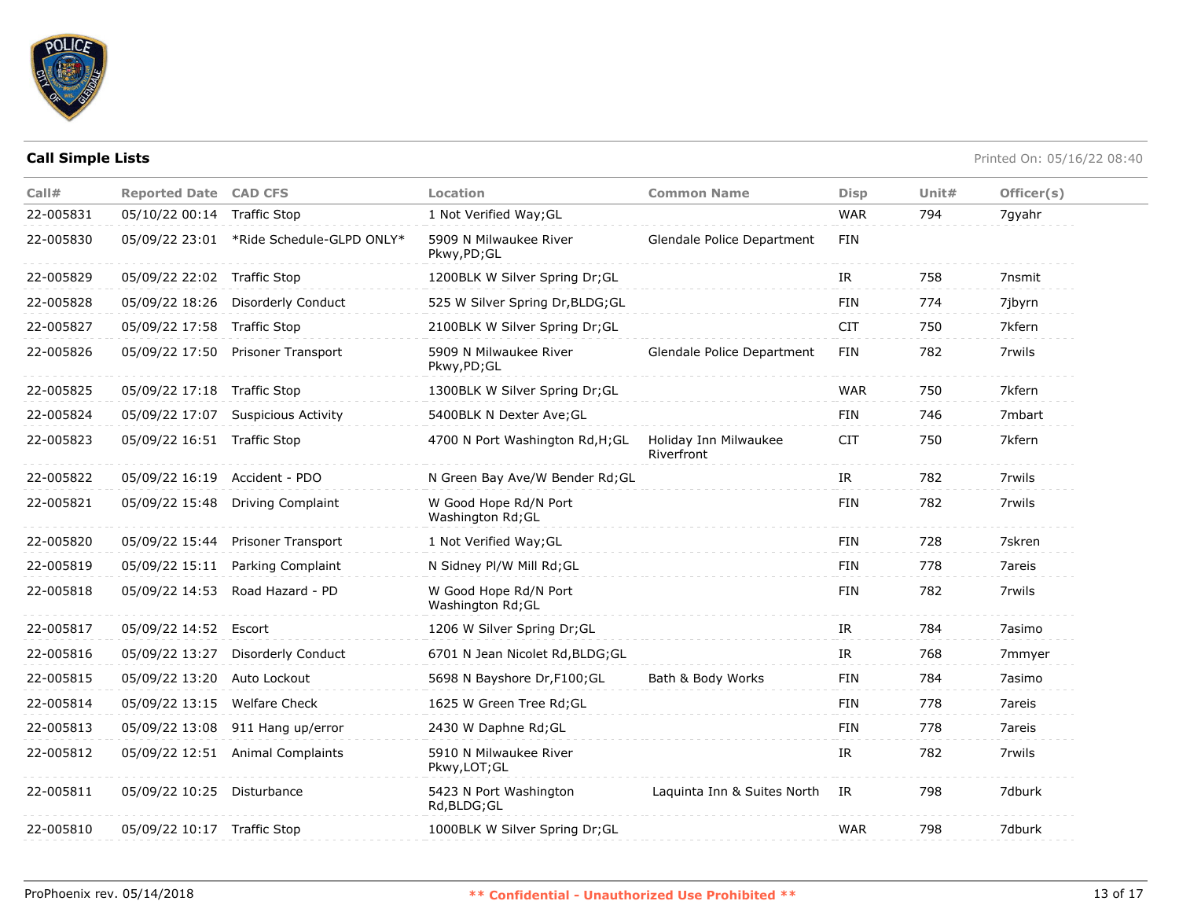**Call Simple Lists**

Printed On: 05/16/22 08:40

| Call# | Reported Date | CAD CFS | Location | Common Name | Disp | Unit# | Officer(s) |
|---|---|---|---|---|---|---|---|
| 22-005831 | 05/10/22 00:14 | Traffic Stop | 1 Not Verified Way;GL | | WAR | 794 | 7gyahr |
| 22-005830 | 05/09/22 23:01 | *Ride Schedule-GLPD ONLY* | 5909 N Milwaukee River Pkwy,PD;GL | Glendale Police Department | FIN | | |
| 22-005829 | 05/09/22 22:02 | Traffic Stop | 1200BLK W Silver Spring Dr;GL | | IR | 758 | 7nsmit |
| 22-005828 | 05/09/22 18:26 | Disorderly Conduct | 525 W Silver Spring Dr,BLDG;GL | | FIN | 774 | 7jbyrn |
| 22-005827 | 05/09/22 17:58 | Traffic Stop | 2100BLK W Silver Spring Dr;GL | | CIT | 750 | 7kfern |
| 22-005826 | 05/09/22 17:50 | Prisoner Transport | 5909 N Milwaukee River Pkwy,PD;GL | Glendale Police Department | FIN | 782 | 7rwils |
| 22-005825 | 05/09/22 17:18 | Traffic Stop | 1300BLK W Silver Spring Dr;GL | | WAR | 750 | 7kfern |
| 22-005824 | 05/09/22 17:07 | Suspicious Activity | 5400BLK N Dexter Ave;GL | | FIN | 746 | 7mbart |
| 22-005823 | 05/09/22 16:51 | Traffic Stop | 4700 N Port Washington Rd,H;GL | Holiday Inn Milwaukee Riverfront | CIT | 750 | 7kfern |
| 22-005822 | 05/09/22 16:19 | Accident - PDO | N Green Bay Ave/W Bender Rd;GL | | IR | 782 | 7rwils |
| 22-005821 | 05/09/22 15:48 | Driving Complaint | W Good Hope Rd/N Port Washington Rd;GL | | FIN | 782 | 7rwils |
| 22-005820 | 05/09/22 15:44 | Prisoner Transport | 1 Not Verified Way;GL | | FIN | 728 | 7skren |
| 22-005819 | 05/09/22 15:11 | Parking Complaint | N Sidney Pl/W Mill Rd;GL | | FIN | 778 | 7areis |
| 22-005818 | 05/09/22 14:53 | Road Hazard - PD | W Good Hope Rd/N Port Washington Rd;GL | | FIN | 782 | 7rwils |
| 22-005817 | 05/09/22 14:52 | Escort | 1206 W Silver Spring Dr;GL | | IR | 784 | 7asimo |
| 22-005816 | 05/09/22 13:27 | Disorderly Conduct | 6701 N Jean Nicolet Rd,BLDG;GL | | IR | 768 | 7mmyer |
| 22-005815 | 05/09/22 13:20 | Auto Lockout | 5698 N Bayshore Dr,F100;GL | Bath & Body Works | FIN | 784 | 7asimo |
| 22-005814 | 05/09/22 13:15 | Welfare Check | 1625 W Green Tree Rd;GL | | FIN | 778 | 7areis |
| 22-005813 | 05/09/22 13:08 | 911 Hang up/error | 2430 W Daphne Rd;GL | | FIN | 778 | 7areis |
| 22-005812 | 05/09/22 12:51 | Animal Complaints | 5910 N Milwaukee River Pkwy,LOT;GL | | IR | 782 | 7rwils |
| 22-005811 | 05/09/22 10:25 | Disturbance | 5423 N Port Washington Rd,BLDG;GL | Laquinta Inn & Suites North | IR | 798 | 7dburk |
| 22-005810 | 05/09/22 10:17 | Traffic Stop | 1000BLK W Silver Spring Dr;GL | | WAR | 798 | 7dburk |

ProPhoenix rev. 05/14/2018

** Confidential - Unauthorized Use Prohibited **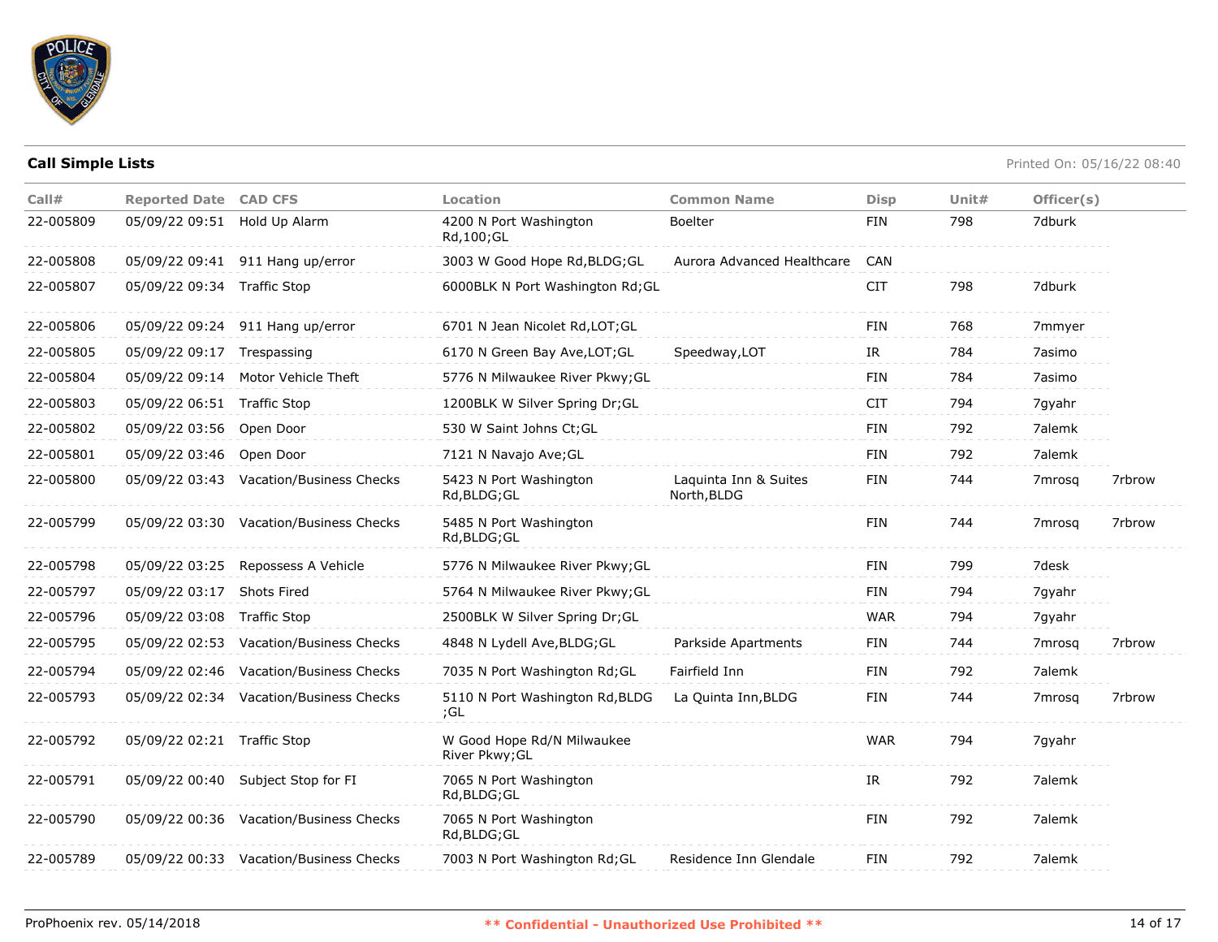**Call Simple Lists**

Printed On: 05/16/22 08:40

| Call# | Reported Date | CAD CFS | Location | Common Name | Disp | Unit# | Officer(s) | |
|---|---|---|---|---|---|---|---|---|
| 22-005809 | 05/09/22 09:51 | Hold Up Alarm | 4200 N Port Washington Rd,100;GL | Boelter | FIN | 798 | 7dburk | |
| 22-005808 | 05/09/22 09:41 | 911 Hang up/error | 3003 W Good Hope Rd,BLDG;GL | Aurora Advanced Healthcare | CAN | | | |
| 22-005807 | 05/09/22 09:34 | Traffic Stop | 6000BLK N Port Washington Rd;GL | | CIT | 798 | 7dburk | |
| 22-005806 | 05/09/22 09:24 | 911 Hang up/error | 6701 N Jean Nicolet Rd,LOT;GL | | FIN | 768 | 7mmyer | |
| 22-005805 | 05/09/22 09:17 | Trespassing | 6170 N Green Bay Ave,LOT;GL | Speedway,LOT | IR | 784 | 7asimo | |
| 22-005804 | 05/09/22 09:14 | Motor Vehicle Theft | 5776 N Milwaukee River Pkwy;GL | | FIN | 784 | 7asimo | |
| 22-005803 | 05/09/22 06:51 | Traffic Stop | 1200BLK W Silver Spring Dr;GL | | CIT | 794 | 7gyahr | |
| 22-005802 | 05/09/22 03:56 | Open Door | 530 W Saint Johns Ct;GL | | FIN | 792 | 7alemk | |
| 22-005801 | 05/09/22 03:46 | Open Door | 7121 N Navajo Ave;GL | | FIN | 792 | 7alemk | |
| 22-005800 | 05/09/22 03:43 | Vacation/Business Checks | 5423 N Port Washington Rd,BLDG;GL | Laquinta Inn & Suites North,BLDG | FIN | 744 | 7mrosq | 7rbrow |
| 22-005799 | 05/09/22 03:30 | Vacation/Business Checks | 5485 N Port Washington Rd,BLDG;GL | | FIN | 744 | 7mrosq | 7rbrow |
| 22-005798 | 05/09/22 03:25 | Repossess A Vehicle | 5776 N Milwaukee River Pkwy;GL | | FIN | 799 | 7desk | |
| 22-005797 | 05/09/22 03:17 | Shots Fired | 5764 N Milwaukee River Pkwy;GL | | FIN | 794 | 7gyahr | |
| 22-005796 | 05/09/22 03:08 | Traffic Stop | 2500BLK W Silver Spring Dr;GL | | WAR | 794 | 7gyahr | |
| 22-005795 | 05/09/22 02:53 | Vacation/Business Checks | 4848 N Lydell Ave,BLDG;GL | Parkside Apartments | FIN | 744 | 7mrosq | 7rbrow |
| 22-005794 | 05/09/22 02:46 | Vacation/Business Checks | 7035 N Port Washington Rd;GL | Fairfield Inn | FIN | 792 | 7alemk | |
| 22-005793 | 05/09/22 02:34 | Vacation/Business Checks | 5110 N Port Washington Rd,BLDG ;GL | La Quinta Inn,BLDG | FIN | 744 | 7mrosq | 7rbrow |
| 22-005792 | 05/09/22 02:21 | Traffic Stop | W Good Hope Rd/N Milwaukee River Pkwy;GL | | WAR | 794 | 7gyahr | |
| 22-005791 | 05/09/22 00:40 | Subject Stop for FI | 7065 N Port Washington Rd,BLDG;GL | | IR | 792 | 7alemk | |
| 22-005790 | 05/09/22 00:36 | Vacation/Business Checks | 7065 N Port Washington Rd,BLDG;GL | | FIN | 792 | 7alemk | |
| 22-005789 | 05/09/22 00:33 | Vacation/Business Checks | 7003 N Port Washington Rd;GL | Residence Inn Glendale | FIN | 792 | 7alemk | |

ProPhoenix rev. 05/14/2018

** Confidential - Unauthorized Use Prohibited **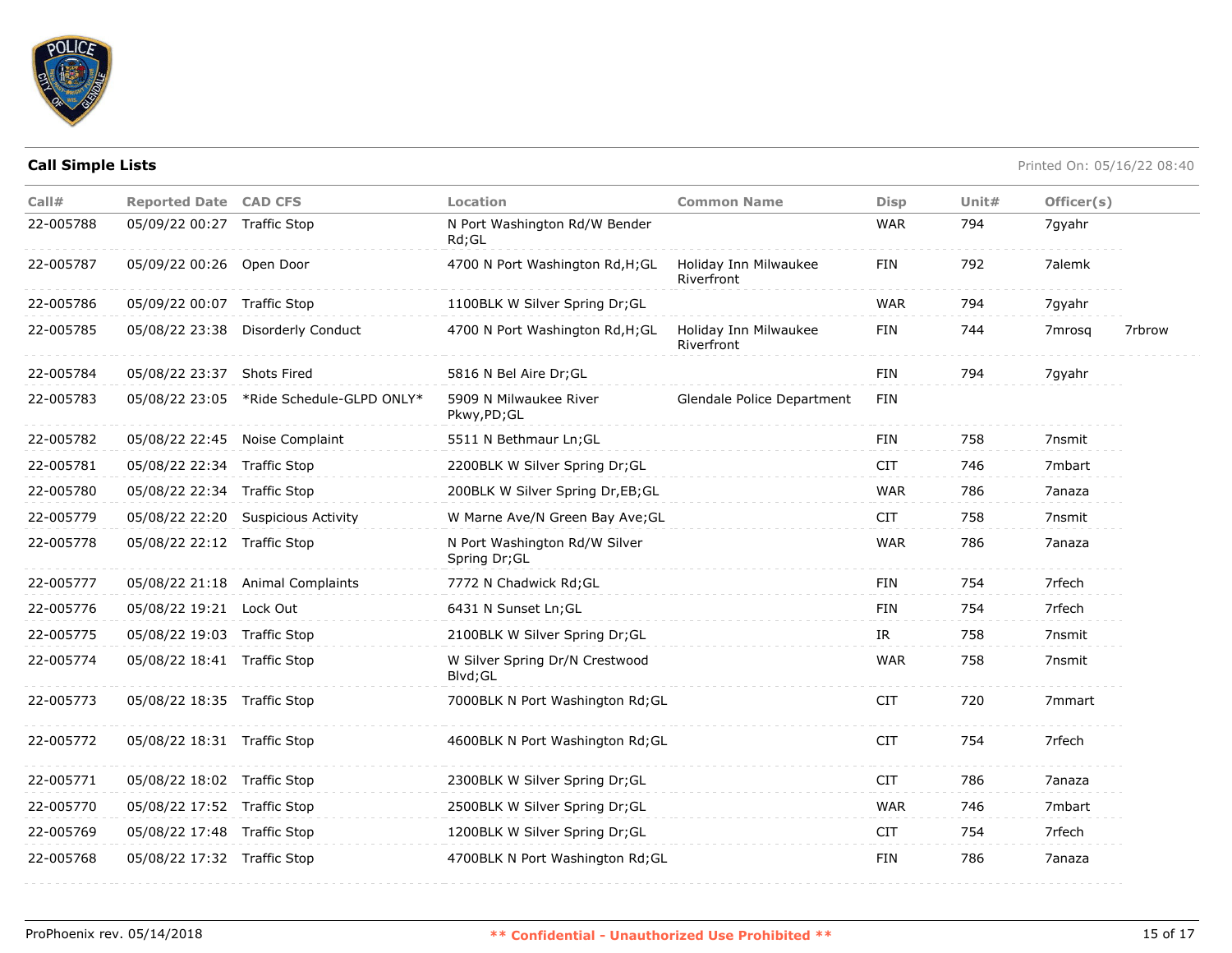## Call Simple Lists

Printed On: 05/16/22 08:40

| Call# | Reported Date | CAD CFS | Location | Common Name | Disp | Unit# | Officer(s) | |
|---|---|---|---|---|---|---|---|---|
| 22-005788 | 05/09/22 00:27 | Traffic Stop | N Port Washington Rd/W Bender Rd;GL | | WAR | 794 | 7gyahr | |
| 22-005787 | 05/09/22 00:26 | Open Door | 4700 N Port Washington Rd,H;GL | Holiday Inn Milwaukee Riverfront | FIN | 792 | 7alemk | |
| 22-005786 | 05/09/22 00:07 | Traffic Stop | 1100BLK W Silver Spring Dr;GL | | WAR | 794 | 7gyahr | |
| 22-005785 | 05/08/22 23:38 | Disorderly Conduct | 4700 N Port Washington Rd,H;GL | Holiday Inn Milwaukee Riverfront | FIN | 744 | 7mrosq | 7rbrow |
| 22-005784 | 05/08/22 23:37 | Shots Fired | 5816 N Bel Aire Dr;GL | | FIN | 794 | 7gyahr | |
| 22-005783 | 05/08/22 23:05 | *Ride Schedule-GLPD ONLY* | 5909 N Milwaukee River Pkwy,PD;GL | Glendale Police Department | FIN | | | |
| 22-005782 | 05/08/22 22:45 | Noise Complaint | 5511 N Bethmaur Ln;GL | | FIN | 758 | 7nsmit | |
| 22-005781 | 05/08/22 22:34 | Traffic Stop | 2200BLK W Silver Spring Dr;GL | | CIT | 746 | 7mbart | |
| 22-005780 | 05/08/22 22:34 | Traffic Stop | 200BLK W Silver Spring Dr,EB;GL | | WAR | 786 | 7anaza | |
| 22-005779 | 05/08/22 22:20 | Suspicious Activity | W Marne Ave/N Green Bay Ave;GL | | CIT | 758 | 7nsmit | |
| 22-005778 | 05/08/22 22:12 | Traffic Stop | N Port Washington Rd/W Silver Spring Dr;GL | | WAR | 786 | 7anaza | |
| 22-005777 | 05/08/22 21:18 | Animal Complaints | 7772 N Chadwick Rd;GL | | FIN | 754 | 7rfech | |
| 22-005776 | 05/08/22 19:21 | Lock Out | 6431 N Sunset Ln;GL | | FIN | 754 | 7rfech | |
| 22-005775 | 05/08/22 19:03 | Traffic Stop | 2100BLK W Silver Spring Dr;GL | | IR | 758 | 7nsmit | |
| 22-005774 | 05/08/22 18:41 | Traffic Stop | W Silver Spring Dr/N Crestwood Blvd;GL | | WAR | 758 | 7nsmit | |
| 22-005773 | 05/08/22 18:35 | Traffic Stop | 7000BLK N Port Washington Rd;GL | | CIT | 720 | 7mmart | |
| 22-005772 | 05/08/22 18:31 | Traffic Stop | 4600BLK N Port Washington Rd;GL | | CIT | 754 | 7rfech | |
| 22-005771 | 05/08/22 18:02 | Traffic Stop | 2300BLK W Silver Spring Dr;GL | | CIT | 786 | 7anaza | |
| 22-005770 | 05/08/22 17:52 | Traffic Stop | 2500BLK W Silver Spring Dr;GL | | WAR | 746 | 7mbart | |
| 22-005769 | 05/08/22 17:48 | Traffic Stop | 1200BLK W Silver Spring Dr;GL | | CIT | 754 | 7rfech | |
| 22-005768 | 05/08/22 17:32 | Traffic Stop | 4700BLK N Port Washington Rd;GL | | FIN | 786 | 7anaza | |

ProPhoenix rev. 05/14/2018

** Confidential - Unauthorized Use Prohibited **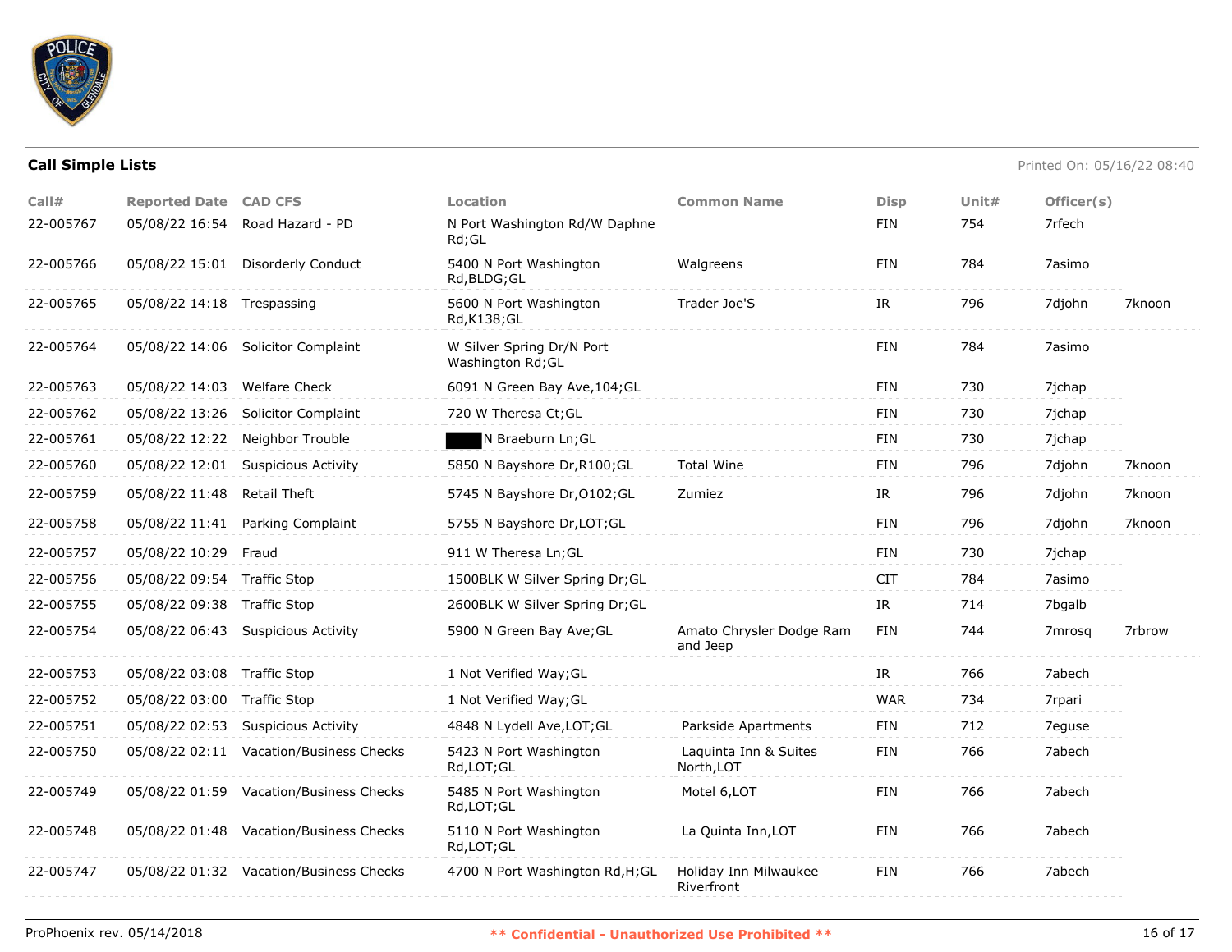**Call Simple Lists**

Printed On: 05/16/22 08:40

| Call# | Reported Date | CAD CFS | Location | Common Name | Disp | Unit# | Officer(s) | |
|---|---|---|---|---|---|---|---|---|
| 22-005767 | 05/08/22 16:54 | Road Hazard - PD | N Port Washington Rd/W Daphne Rd;GL | | FIN | 754 | 7rfech | |
| 22-005766 | 05/08/22 15:01 | Disorderly Conduct | 5400 N Port Washington Rd,BLDG;GL | Walgreens | FIN | 784 | 7asimo | |
| 22-005765 | 05/08/22 14:18 | Trespassing | 5600 N Port Washington Rd,K138;GL | Trader Joe'S | IR | 796 | 7djohn | 7knoon |
| 22-005764 | 05/08/22 14:06 | Solicitor Complaint | W Silver Spring Dr/N Port Washington Rd;GL | | FIN | 784 | 7asimo | |
| 22-005763 | 05/08/22 14:03 | Welfare Check | 6091 N Green Bay Ave,104;GL | | FIN | 730 | 7jchap | |
| 22-005762 | 05/08/22 13:26 | Solicitor Complaint | 720 W Theresa Ct;GL | | FIN | 730 | 7jchap | |
| 22-005761 | 05/08/22 12:22 | Neighbor Trouble | ███ N Braeburn Ln;GL | | FIN | 730 | 7jchap | |
| 22-005760 | 05/08/22 12:01 | Suspicious Activity | 5850 N Bayshore Dr,R100;GL | Total Wine | FIN | 796 | 7djohn | 7knoon |
| 22-005759 | 05/08/22 11:48 | Retail Theft | 5745 N Bayshore Dr,O102;GL | Zumiez | IR | 796 | 7djohn | 7knoon |
| 22-005758 | 05/08/22 11:41 | Parking Complaint | 5755 N Bayshore Dr,LOT;GL | | FIN | 796 | 7djohn | 7knoon |
| 22-005757 | 05/08/22 10:29 | Fraud | 911 W Theresa Ln;GL | | FIN | 730 | 7jchap | |
| 22-005756 | 05/08/22 09:54 | Traffic Stop | 1500BLK W Silver Spring Dr;GL | | CIT | 784 | 7asimo | |
| 22-005755 | 05/08/22 09:38 | Traffic Stop | 2600BLK W Silver Spring Dr;GL | | IR | 714 | 7bgalb | |
| 22-005754 | 05/08/22 06:43 | Suspicious Activity | 5900 N Green Bay Ave;GL | Amato Chrysler Dodge Ram and Jeep | FIN | 744 | 7mrosq | 7rbrow |
| 22-005753 | 05/08/22 03:08 | Traffic Stop | 1 Not Verified Way;GL | | IR | 766 | 7abech | |
| 22-005752 | 05/08/22 03:00 | Traffic Stop | 1 Not Verified Way;GL | | WAR | 734 | 7rpari | |
| 22-005751 | 05/08/22 02:53 | Suspicious Activity | 4848 N Lydell Ave,LOT;GL | Parkside Apartments | FIN | 712 | 7eguse | |
| 22-005750 | 05/08/22 02:11 | Vacation/Business Checks | 5423 N Port Washington Rd,LOT;GL | Laquinta Inn & Suites North,LOT | FIN | 766 | 7abech | |
| 22-005749 | 05/08/22 01:59 | Vacation/Business Checks | 5485 N Port Washington Rd,LOT;GL | Motel 6,LOT | FIN | 766 | 7abech | |
| 22-005748 | 05/08/22 01:48 | Vacation/Business Checks | 5110 N Port Washington Rd,LOT;GL | La Quinta Inn,LOT | FIN | 766 | 7abech | |
| 22-005747 | 05/08/22 01:32 | Vacation/Business Checks | 4700 N Port Washington Rd,H;GL | Holiday Inn Milwaukee Riverfront | FIN | 766 | 7abech | |

ProPhoenix rev. 05/14/2018

** Confidential - Unauthorized Use Prohibited **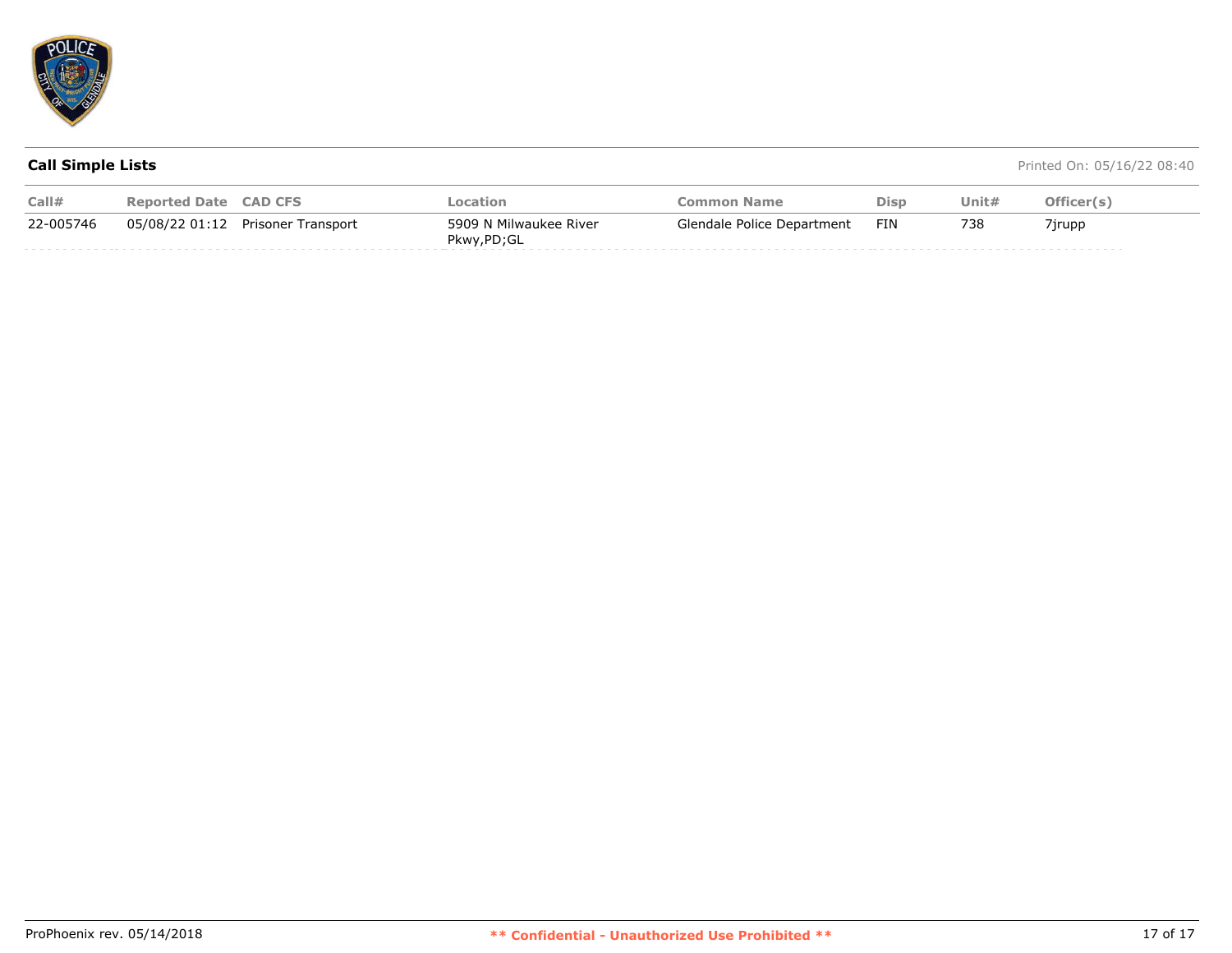**Call Simple Lists**

Printed On: 05/16/22 08:40

| Call# | Reported Date | CAD CFS | Location | Common Name | Disp | Unit# | Officer(s) |
| --- | --- | --- | --- | --- | --- | --- | --- |
| 22-005746 | 05/08/22 01:12 | Prisoner Transport | 5909 N Milwaukee River Pkwy,PD;GL | Glendale Police Department | FIN | 738 | 7jrupp |

ProPhoenix rev. 05/14/2018

** Confidential - Unauthorized Use Prohibited **